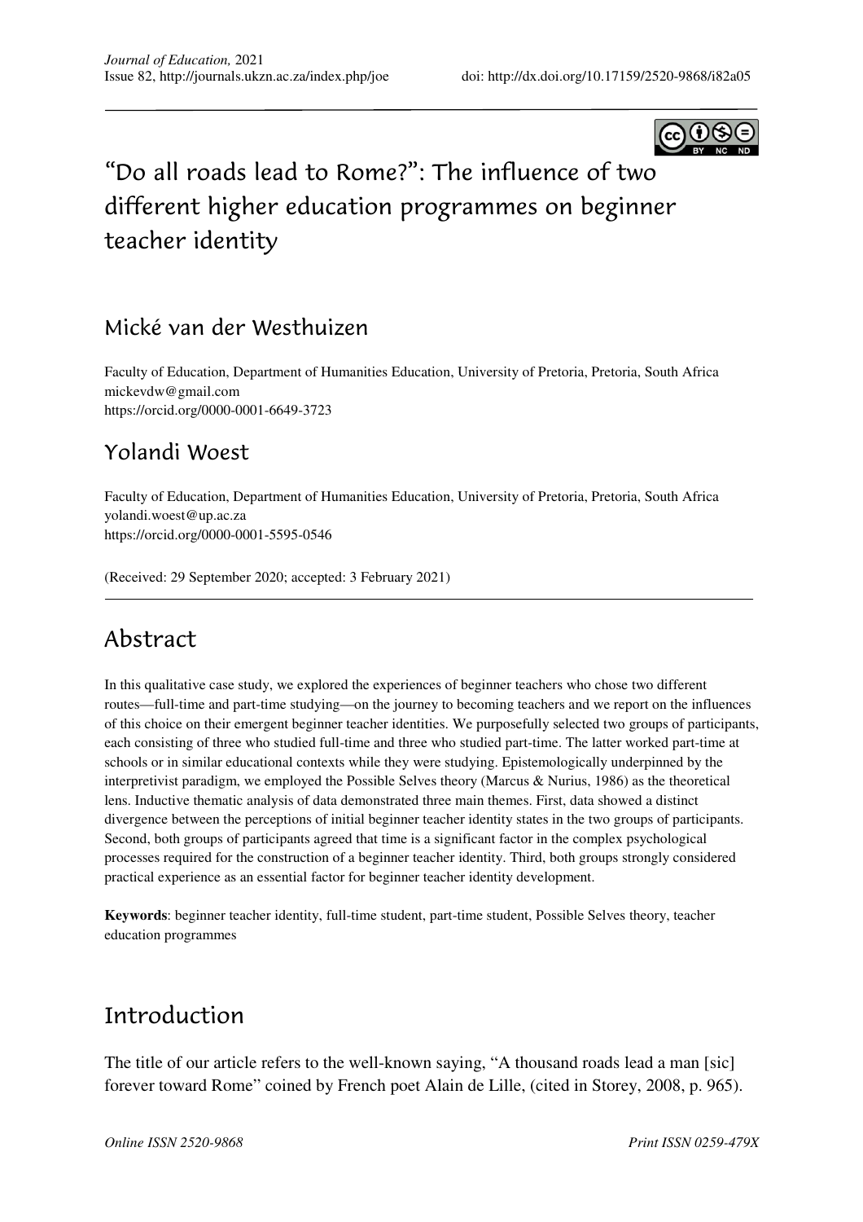# "Do all roads lead to Rome?": The influence of two different higher education programmes on beginner teacher identity

## Mické van der Westhuizen

Faculty of Education, Department of Humanities Education, University of Pretoria, Pretoria, South Africa
mickevdw@gmail.com
https://orcid.org/0000-0001-6649-3723

## Yolandi Woest

Faculty of Education, Department of Humanities Education, University of Pretoria, Pretoria, South Africa
yolandi.woest@up.ac.za
https://orcid.org/0000-0001-5595-0546

(Received: 29 September 2020; accepted: 3 February 2021)

## Abstract

In this qualitative case study, we explored the experiences of beginner teachers who chose two different routes—full-time and part-time studying—on the journey to becoming teachers and we report on the influences of this choice on their emergent beginner teacher identities. We purposefully selected two groups of participants, each consisting of three who studied full-time and three who studied part-time. The latter worked part-time at schools or in similar educational contexts while they were studying. Epistemologically underpinned by the interpretivist paradigm, we employed the Possible Selves theory (Marcus & Nurius, 1986) as the theoretical lens. Inductive thematic analysis of data demonstrated three main themes. First, data showed a distinct divergence between the perceptions of initial beginner teacher identity states in the two groups of participants. Second, both groups of participants agreed that time is a significant factor in the complex psychological processes required for the construction of a beginner teacher identity. Third, both groups strongly considered practical experience as an essential factor for beginner teacher identity development.

**Keywords**: beginner teacher identity, full-time student, part-time student, Possible Selves theory, teacher education programmes

## Introduction

The title of our article refers to the well-known saying, "A thousand roads lead a man [sic] forever toward Rome" coined by French poet Alain de Lille, (cited in Storey, 2008, p. 965).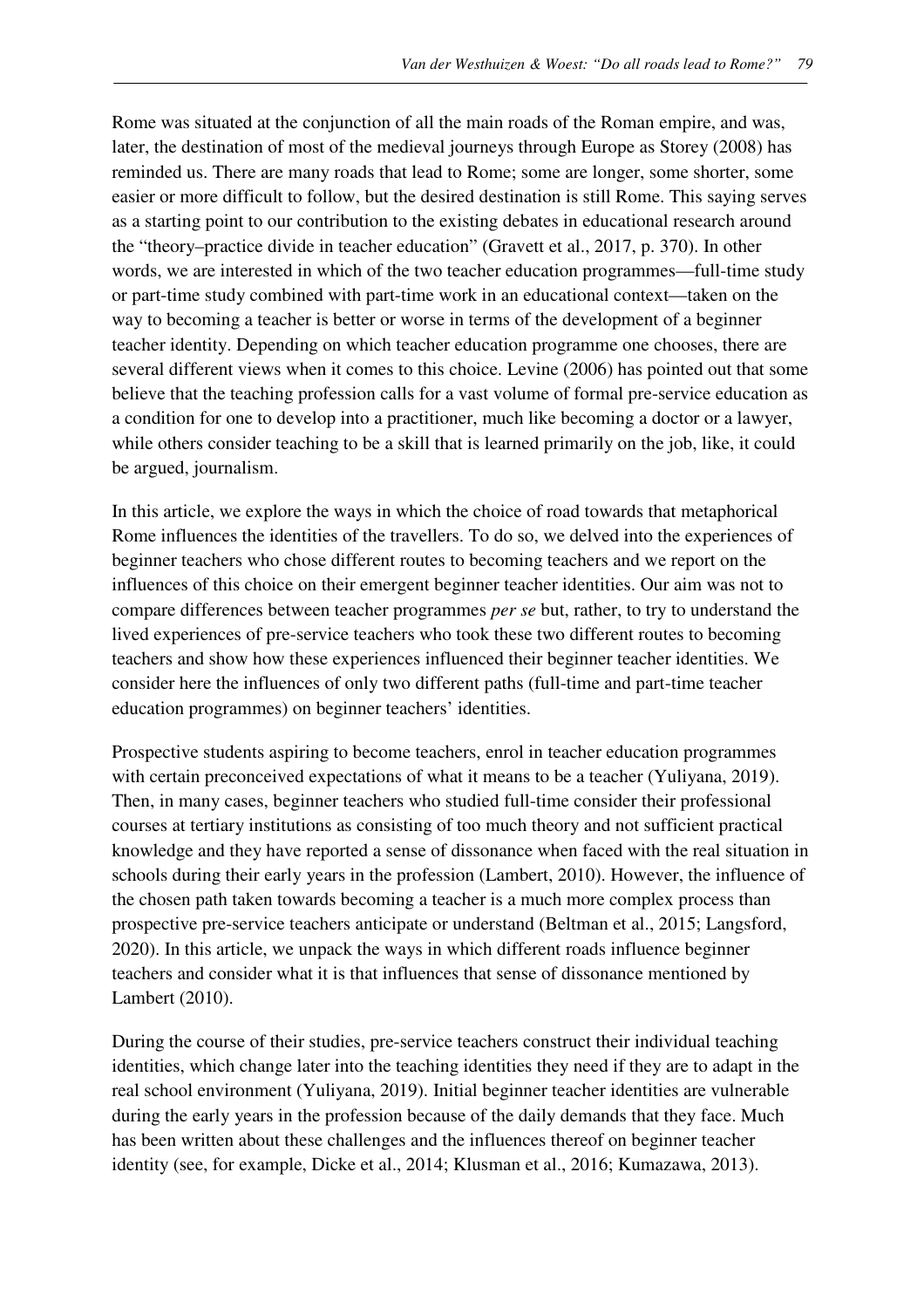Rome was situated at the conjunction of all the main roads of the Roman empire, and was, later, the destination of most of the medieval journeys through Europe as Storey (2008) has reminded us. There are many roads that lead to Rome; some are longer, some shorter, some easier or more difficult to follow, but the desired destination is still Rome. This saying serves as a starting point to our contribution to the existing debates in educational research around the "theory–practice divide in teacher education" (Gravett et al., 2017, p. 370). In other words, we are interested in which of the two teacher education programmes—full-time study or part-time study combined with part-time work in an educational context—taken on the way to becoming a teacher is better or worse in terms of the development of a beginner teacher identity. Depending on which teacher education programme one chooses, there are several different views when it comes to this choice. Levine (2006) has pointed out that some believe that the teaching profession calls for a vast volume of formal pre-service education as a condition for one to develop into a practitioner, much like becoming a doctor or a lawyer, while others consider teaching to be a skill that is learned primarily on the job, like, it could be argued, journalism.

In this article, we explore the ways in which the choice of road towards that metaphorical Rome influences the identities of the travellers. To do so, we delved into the experiences of beginner teachers who chose different routes to becoming teachers and we report on the influences of this choice on their emergent beginner teacher identities. Our aim was not to compare differences between teacher programmes *per se* but, rather, to try to understand the lived experiences of pre-service teachers who took these two different routes to becoming teachers and show how these experiences influenced their beginner teacher identities. We consider here the influences of only two different paths (full-time and part-time teacher education programmes) on beginner teachers' identities.

Prospective students aspiring to become teachers, enrol in teacher education programmes with certain preconceived expectations of what it means to be a teacher (Yuliyana, 2019). Then, in many cases, beginner teachers who studied full-time consider their professional courses at tertiary institutions as consisting of too much theory and not sufficient practical knowledge and they have reported a sense of dissonance when faced with the real situation in schools during their early years in the profession (Lambert, 2010). However, the influence of the chosen path taken towards becoming a teacher is a much more complex process than prospective pre-service teachers anticipate or understand (Beltman et al., 2015; Langsford, 2020). In this article, we unpack the ways in which different roads influence beginner teachers and consider what it is that influences that sense of dissonance mentioned by Lambert (2010).

During the course of their studies, pre-service teachers construct their individual teaching identities, which change later into the teaching identities they need if they are to adapt in the real school environment (Yuliyana, 2019). Initial beginner teacher identities are vulnerable during the early years in the profession because of the daily demands that they face. Much has been written about these challenges and the influences thereof on beginner teacher identity (see, for example, Dicke et al., 2014; Klusman et al., 2016; Kumazawa, 2013).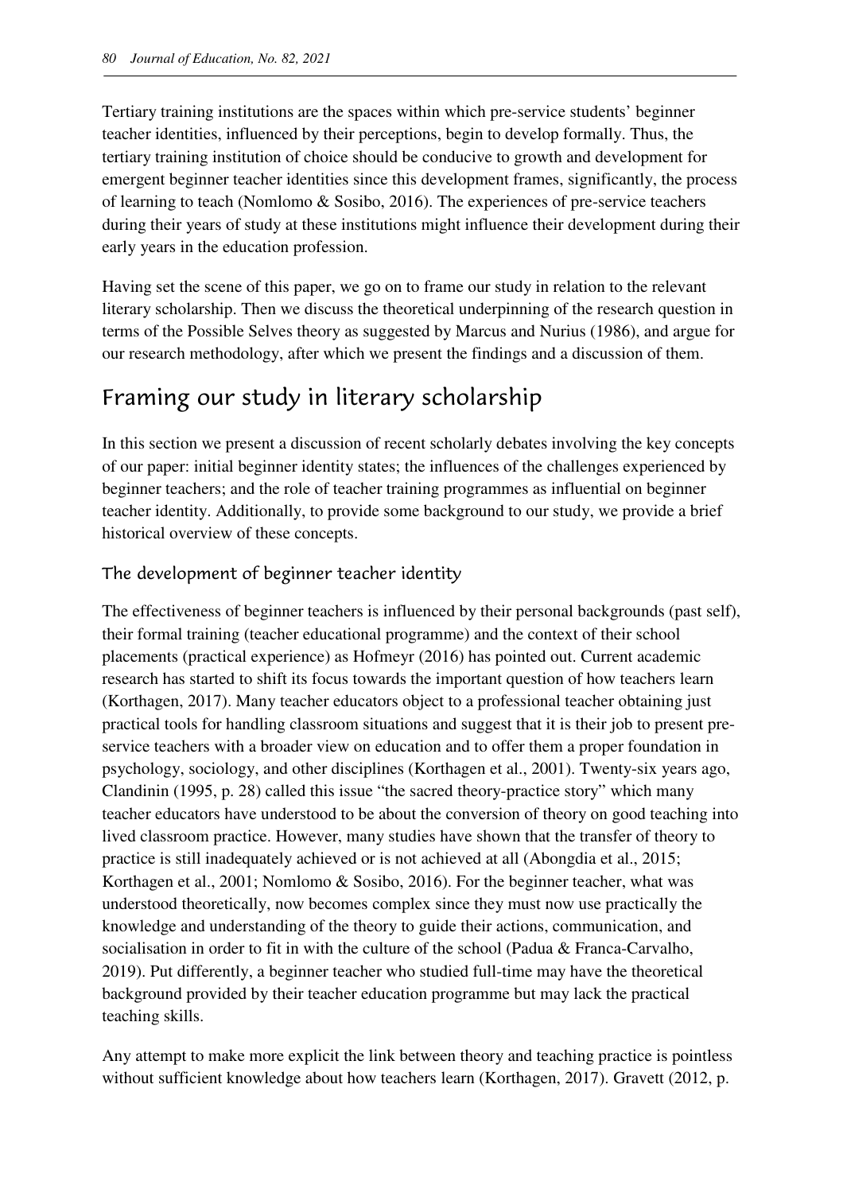Tertiary training institutions are the spaces within which pre-service students' beginner teacher identities, influenced by their perceptions, begin to develop formally. Thus, the tertiary training institution of choice should be conducive to growth and development for emergent beginner teacher identities since this development frames, significantly, the process of learning to teach (Nomlomo & Sosibo, 2016). The experiences of pre-service teachers during their years of study at these institutions might influence their development during their early years in the education profession.

Having set the scene of this paper, we go on to frame our study in relation to the relevant literary scholarship. Then we discuss the theoretical underpinning of the research question in terms of the Possible Selves theory as suggested by Marcus and Nurius (1986), and argue for our research methodology, after which we present the findings and a discussion of them.

## Framing our study in literary scholarship

In this section we present a discussion of recent scholarly debates involving the key concepts of our paper: initial beginner identity states; the influences of the challenges experienced by beginner teachers; and the role of teacher training programmes as influential on beginner teacher identity. Additionally, to provide some background to our study, we provide a brief historical overview of these concepts.

### The development of beginner teacher identity

The effectiveness of beginner teachers is influenced by their personal backgrounds (past self), their formal training (teacher educational programme) and the context of their school placements (practical experience) as Hofmeyr (2016) has pointed out. Current academic research has started to shift its focus towards the important question of how teachers learn (Korthagen, 2017). Many teacher educators object to a professional teacher obtaining just practical tools for handling classroom situations and suggest that it is their job to present pre-service teachers with a broader view on education and to offer them a proper foundation in psychology, sociology, and other disciplines (Korthagen et al., 2001). Twenty-six years ago, Clandinin (1995, p. 28) called this issue "the sacred theory-practice story" which many teacher educators have understood to be about the conversion of theory on good teaching into lived classroom practice. However, many studies have shown that the transfer of theory to practice is still inadequately achieved or is not achieved at all (Abongdia et al., 2015; Korthagen et al., 2001; Nomlomo & Sosibo, 2016). For the beginner teacher, what was understood theoretically, now becomes complex since they must now use practically the knowledge and understanding of the theory to guide their actions, communication, and socialisation in order to fit in with the culture of the school (Padua & Franca-Carvalho, 2019). Put differently, a beginner teacher who studied full-time may have the theoretical background provided by their teacher education programme but may lack the practical teaching skills.

Any attempt to make more explicit the link between theory and teaching practice is pointless without sufficient knowledge about how teachers learn (Korthagen, 2017). Gravett (2012, p.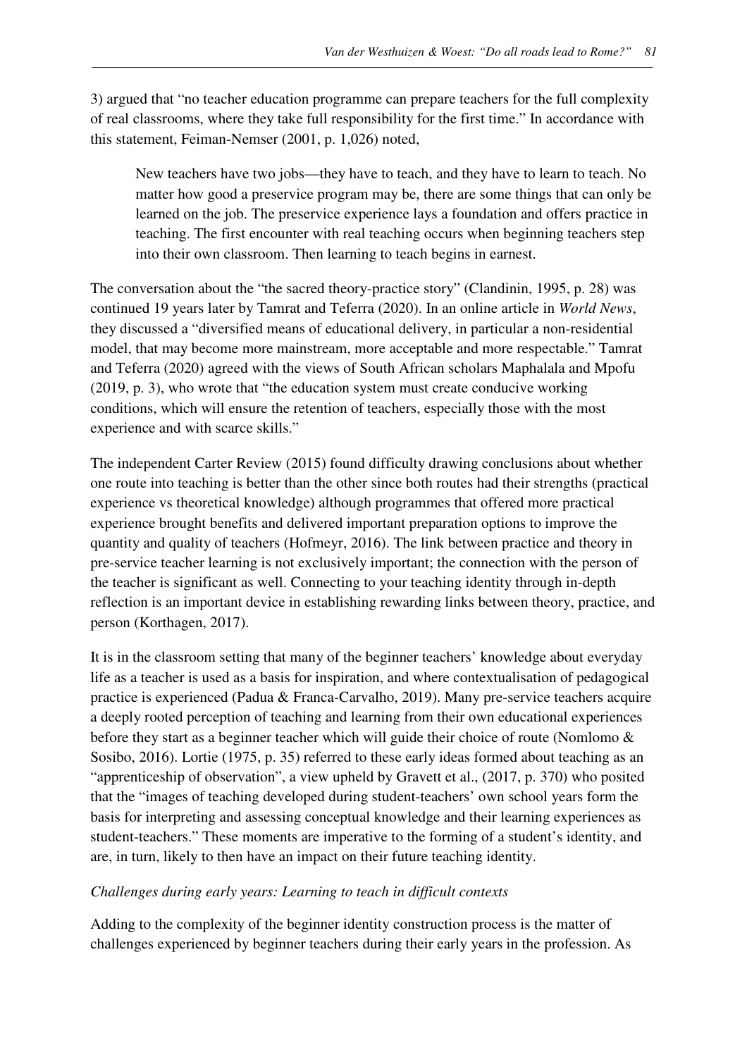3) argued that “no teacher education programme can prepare teachers for the full complexity of real classrooms, where they take full responsibility for the first time.” In accordance with this statement, Feiman-Nemser (2001, p. 1,026) noted,

> New teachers have two jobs—they have to teach, and they have to learn to teach. No matter how good a preservice program may be, there are some things that can only be learned on the job. The preservice experience lays a foundation and offers practice in teaching. The first encounter with real teaching occurs when beginning teachers step into their own classroom. Then learning to teach begins in earnest.

The conversation about the “the sacred theory-practice story” (Clandinin, 1995, p. 28) was continued 19 years later by Tamrat and Teferra (2020). In an online article in *World News*, they discussed a “diversified means of educational delivery, in particular a non-residential model, that may become more mainstream, more acceptable and more respectable.” Tamrat and Teferra (2020) agreed with the views of South African scholars Maphalala and Mpofu (2019, p. 3), who wrote that “the education system must create conducive working conditions, which will ensure the retention of teachers, especially those with the most experience and with scarce skills.”

The independent Carter Review (2015) found difficulty drawing conclusions about whether one route into teaching is better than the other since both routes had their strengths (practical experience vs theoretical knowledge) although programmes that offered more practical experience brought benefits and delivered important preparation options to improve the quantity and quality of teachers (Hofmeyr, 2016). The link between practice and theory in pre-service teacher learning is not exclusively important; the connection with the person of the teacher is significant as well. Connecting to your teaching identity through in-depth reflection is an important device in establishing rewarding links between theory, practice, and person (Korthagen, 2017).

It is in the classroom setting that many of the beginner teachers’ knowledge about everyday life as a teacher is used as a basis for inspiration, and where contextualisation of pedagogical practice is experienced (Padua & Franca-Carvalho, 2019). Many pre-service teachers acquire a deeply rooted perception of teaching and learning from their own educational experiences before they start as a beginner teacher which will guide their choice of route (Nomlomo & Sosibo, 2016). Lortie (1975, p. 35) referred to these early ideas formed about teaching as an “apprenticeship of observation”, a view upheld by Gravett et al., (2017, p. 370) who posited that the “images of teaching developed during student-teachers’ own school years form the basis for interpreting and assessing conceptual knowledge and their learning experiences as student-teachers.” These moments are imperative to the forming of a student’s identity, and are, in turn, likely to then have an impact on their future teaching identity.

*Challenges during early years: Learning to teach in difficult contexts*

Adding to the complexity of the beginner identity construction process is the matter of challenges experienced by beginner teachers during their early years in the profession. As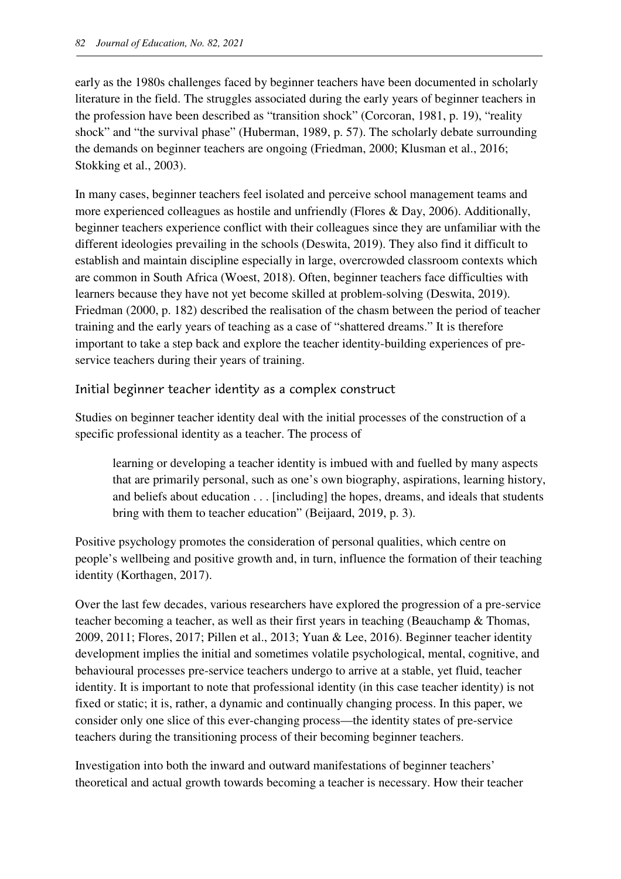early as the 1980s challenges faced by beginner teachers have been documented in scholarly literature in the field. The struggles associated during the early years of beginner teachers in the profession have been described as "transition shock" (Corcoran, 1981, p. 19), "reality shock" and "the survival phase" (Huberman, 1989, p. 57). The scholarly debate surrounding the demands on beginner teachers are ongoing (Friedman, 2000; Klusman et al., 2016; Stokking et al., 2003).

In many cases, beginner teachers feel isolated and perceive school management teams and more experienced colleagues as hostile and unfriendly (Flores & Day, 2006). Additionally, beginner teachers experience conflict with their colleagues since they are unfamiliar with the different ideologies prevailing in the schools (Deswita, 2019). They also find it difficult to establish and maintain discipline especially in large, overcrowded classroom contexts which are common in South Africa (Woest, 2018). Often, beginner teachers face difficulties with learners because they have not yet become skilled at problem-solving (Deswita, 2019). Friedman (2000, p. 182) described the realisation of the chasm between the period of teacher training and the early years of teaching as a case of "shattered dreams." It is therefore important to take a step back and explore the teacher identity-building experiences of pre-service teachers during their years of training.

## Initial beginner teacher identity as a complex construct

Studies on beginner teacher identity deal with the initial processes of the construction of a specific professional identity as a teacher. The process of

> learning or developing a teacher identity is imbued with and fuelled by many aspects that are primarily personal, such as one's own biography, aspirations, learning history, and beliefs about education . . . [including] the hopes, dreams, and ideals that students bring with them to teacher education" (Beijaard, 2019, p. 3).

Positive psychology promotes the consideration of personal qualities, which centre on people's wellbeing and positive growth and, in turn, influence the formation of their teaching identity (Korthagen, 2017).

Over the last few decades, various researchers have explored the progression of a pre-service teacher becoming a teacher, as well as their first years in teaching (Beauchamp & Thomas, 2009, 2011; Flores, 2017; Pillen et al., 2013; Yuan & Lee, 2016). Beginner teacher identity development implies the initial and sometimes volatile psychological, mental, cognitive, and behavioural processes pre-service teachers undergo to arrive at a stable, yet fluid, teacher identity. It is important to note that professional identity (in this case teacher identity) is not fixed or static; it is, rather, a dynamic and continually changing process. In this paper, we consider only one slice of this ever-changing process—the identity states of pre-service teachers during the transitioning process of their becoming beginner teachers.

Investigation into both the inward and outward manifestations of beginner teachers' theoretical and actual growth towards becoming a teacher is necessary. How their teacher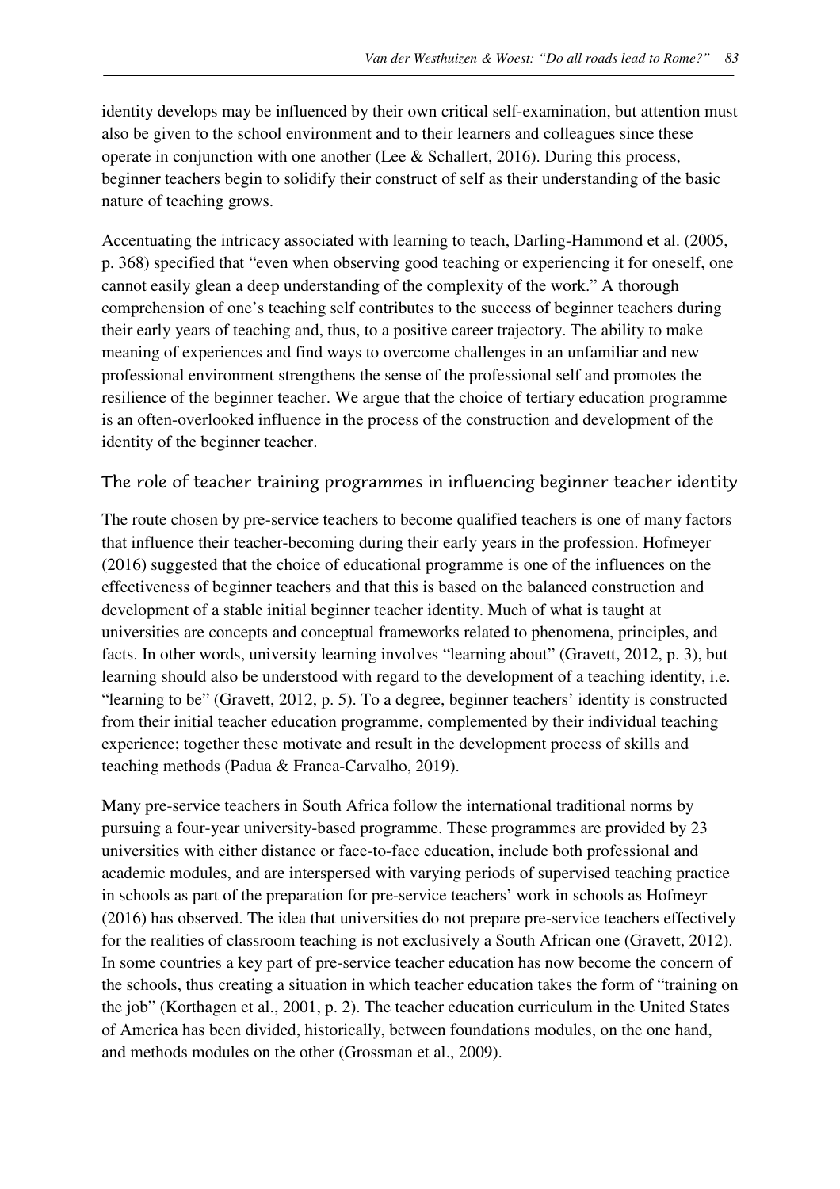identity develops may be influenced by their own critical self-examination, but attention must also be given to the school environment and to their learners and colleagues since these operate in conjunction with one another (Lee & Schallert, 2016). During this process, beginner teachers begin to solidify their construct of self as their understanding of the basic nature of teaching grows.

Accentuating the intricacy associated with learning to teach, Darling-Hammond et al. (2005, p. 368) specified that "even when observing good teaching or experiencing it for oneself, one cannot easily glean a deep understanding of the complexity of the work." A thorough comprehension of one's teaching self contributes to the success of beginner teachers during their early years of teaching and, thus, to a positive career trajectory. The ability to make meaning of experiences and find ways to overcome challenges in an unfamiliar and new professional environment strengthens the sense of the professional self and promotes the resilience of the beginner teacher. We argue that the choice of tertiary education programme is an often-overlooked influence in the process of the construction and development of the identity of the beginner teacher.

## The role of teacher training programmes in influencing beginner teacher identity

The route chosen by pre-service teachers to become qualified teachers is one of many factors that influence their teacher-becoming during their early years in the profession. Hofmeyer (2016) suggested that the choice of educational programme is one of the influences on the effectiveness of beginner teachers and that this is based on the balanced construction and development of a stable initial beginner teacher identity. Much of what is taught at universities are concepts and conceptual frameworks related to phenomena, principles, and facts. In other words, university learning involves "learning about" (Gravett, 2012, p. 3), but learning should also be understood with regard to the development of a teaching identity, i.e. "learning to be" (Gravett, 2012, p. 5). To a degree, beginner teachers' identity is constructed from their initial teacher education programme, complemented by their individual teaching experience; together these motivate and result in the development process of skills and teaching methods (Padua & Franca-Carvalho, 2019).

Many pre-service teachers in South Africa follow the international traditional norms by pursuing a four-year university-based programme. These programmes are provided by 23 universities with either distance or face-to-face education, include both professional and academic modules, and are interspersed with varying periods of supervised teaching practice in schools as part of the preparation for pre-service teachers' work in schools as Hofmeyr (2016) has observed. The idea that universities do not prepare pre-service teachers effectively for the realities of classroom teaching is not exclusively a South African one (Gravett, 2012). In some countries a key part of pre-service teacher education has now become the concern of the schools, thus creating a situation in which teacher education takes the form of "training on the job" (Korthagen et al., 2001, p. 2). The teacher education curriculum in the United States of America has been divided, historically, between foundations modules, on the one hand, and methods modules on the other (Grossman et al., 2009).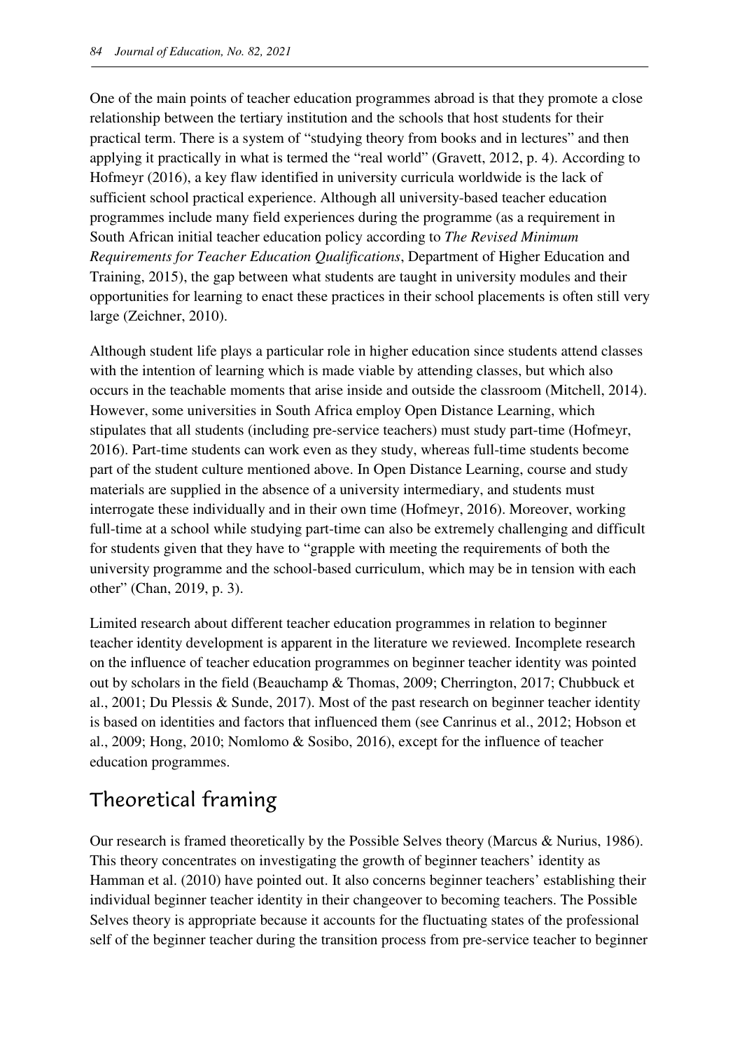One of the main points of teacher education programmes abroad is that they promote a close relationship between the tertiary institution and the schools that host students for their practical term. There is a system of "studying theory from books and in lectures" and then applying it practically in what is termed the "real world" (Gravett, 2012, p. 4). According to Hofmeyr (2016), a key flaw identified in university curricula worldwide is the lack of sufficient school practical experience. Although all university-based teacher education programmes include many field experiences during the programme (as a requirement in South African initial teacher education policy according to *The Revised Minimum Requirements for Teacher Education Qualifications*, Department of Higher Education and Training, 2015), the gap between what students are taught in university modules and their opportunities for learning to enact these practices in their school placements is often still very large (Zeichner, 2010).

Although student life plays a particular role in higher education since students attend classes with the intention of learning which is made viable by attending classes, but which also occurs in the teachable moments that arise inside and outside the classroom (Mitchell, 2014). However, some universities in South Africa employ Open Distance Learning, which stipulates that all students (including pre-service teachers) must study part-time (Hofmeyr, 2016). Part-time students can work even as they study, whereas full-time students become part of the student culture mentioned above. In Open Distance Learning, course and study materials are supplied in the absence of a university intermediary, and students must interrogate these individually and in their own time (Hofmeyr, 2016). Moreover, working full-time at a school while studying part-time can also be extremely challenging and difficult for students given that they have to "grapple with meeting the requirements of both the university programme and the school-based curriculum, which may be in tension with each other" (Chan, 2019, p. 3).

Limited research about different teacher education programmes in relation to beginner teacher identity development is apparent in the literature we reviewed. Incomplete research on the influence of teacher education programmes on beginner teacher identity was pointed out by scholars in the field (Beauchamp & Thomas, 2009; Cherrington, 2017; Chubbuck et al., 2001; Du Plessis & Sunde, 2017). Most of the past research on beginner teacher identity is based on identities and factors that influenced them (see Canrinus et al., 2012; Hobson et al., 2009; Hong, 2010; Nomlomo & Sosibo, 2016), except for the influence of teacher education programmes.

## Theoretical framing

Our research is framed theoretically by the Possible Selves theory (Marcus & Nurius, 1986). This theory concentrates on investigating the growth of beginner teachers' identity as Hamman et al. (2010) have pointed out. It also concerns beginner teachers' establishing their individual beginner teacher identity in their changeover to becoming teachers. The Possible Selves theory is appropriate because it accounts for the fluctuating states of the professional self of the beginner teacher during the transition process from pre-service teacher to beginner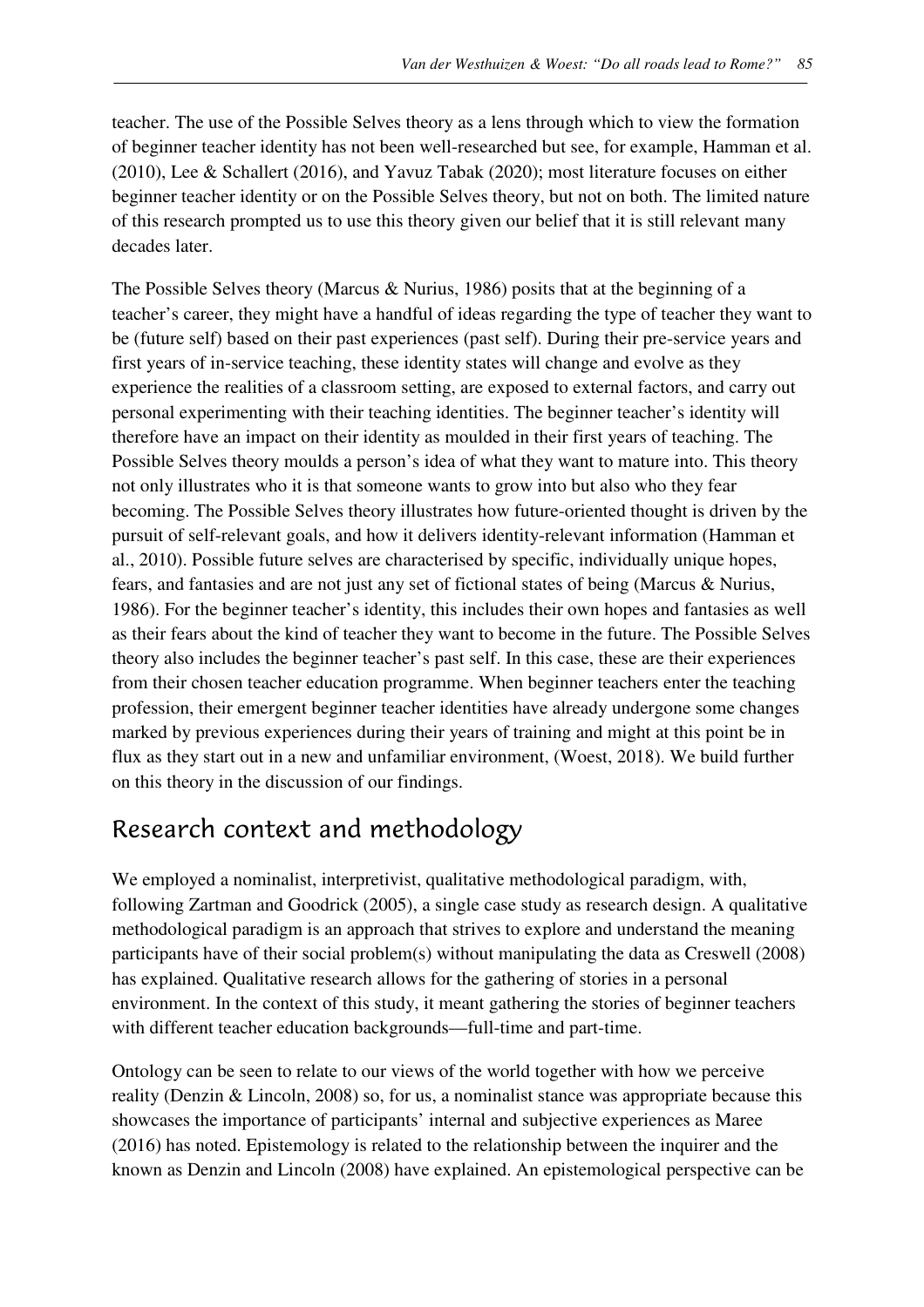teacher. The use of the Possible Selves theory as a lens through which to view the formation of beginner teacher identity has not been well-researched but see, for example, Hamman et al. (2010), Lee & Schallert (2016), and Yavuz Tabak (2020); most literature focuses on either beginner teacher identity or on the Possible Selves theory, but not on both. The limited nature of this research prompted us to use this theory given our belief that it is still relevant many decades later.

The Possible Selves theory (Marcus & Nurius, 1986) posits that at the beginning of a teacher's career, they might have a handful of ideas regarding the type of teacher they want to be (future self) based on their past experiences (past self). During their pre-service years and first years of in-service teaching, these identity states will change and evolve as they experience the realities of a classroom setting, are exposed to external factors, and carry out personal experimenting with their teaching identities. The beginner teacher's identity will therefore have an impact on their identity as moulded in their first years of teaching. The Possible Selves theory moulds a person's idea of what they want to mature into. This theory not only illustrates who it is that someone wants to grow into but also who they fear becoming. The Possible Selves theory illustrates how future-oriented thought is driven by the pursuit of self-relevant goals, and how it delivers identity-relevant information (Hamman et al., 2010). Possible future selves are characterised by specific, individually unique hopes, fears, and fantasies and are not just any set of fictional states of being (Marcus & Nurius, 1986). For the beginner teacher's identity, this includes their own hopes and fantasies as well as their fears about the kind of teacher they want to become in the future. The Possible Selves theory also includes the beginner teacher's past self. In this case, these are their experiences from their chosen teacher education programme. When beginner teachers enter the teaching profession, their emergent beginner teacher identities have already undergone some changes marked by previous experiences during their years of training and might at this point be in flux as they start out in a new and unfamiliar environment, (Woest, 2018). We build further on this theory in the discussion of our findings.

## Research context and methodology

We employed a nominalist, interpretivist, qualitative methodological paradigm, with, following Zartman and Goodrick (2005), a single case study as research design. A qualitative methodological paradigm is an approach that strives to explore and understand the meaning participants have of their social problem(s) without manipulating the data as Creswell (2008) has explained. Qualitative research allows for the gathering of stories in a personal environment. In the context of this study, it meant gathering the stories of beginner teachers with different teacher education backgrounds—full-time and part-time.

Ontology can be seen to relate to our views of the world together with how we perceive reality (Denzin & Lincoln, 2008) so, for us, a nominalist stance was appropriate because this showcases the importance of participants' internal and subjective experiences as Maree (2016) has noted. Epistemology is related to the relationship between the inquirer and the known as Denzin and Lincoln (2008) have explained. An epistemological perspective can be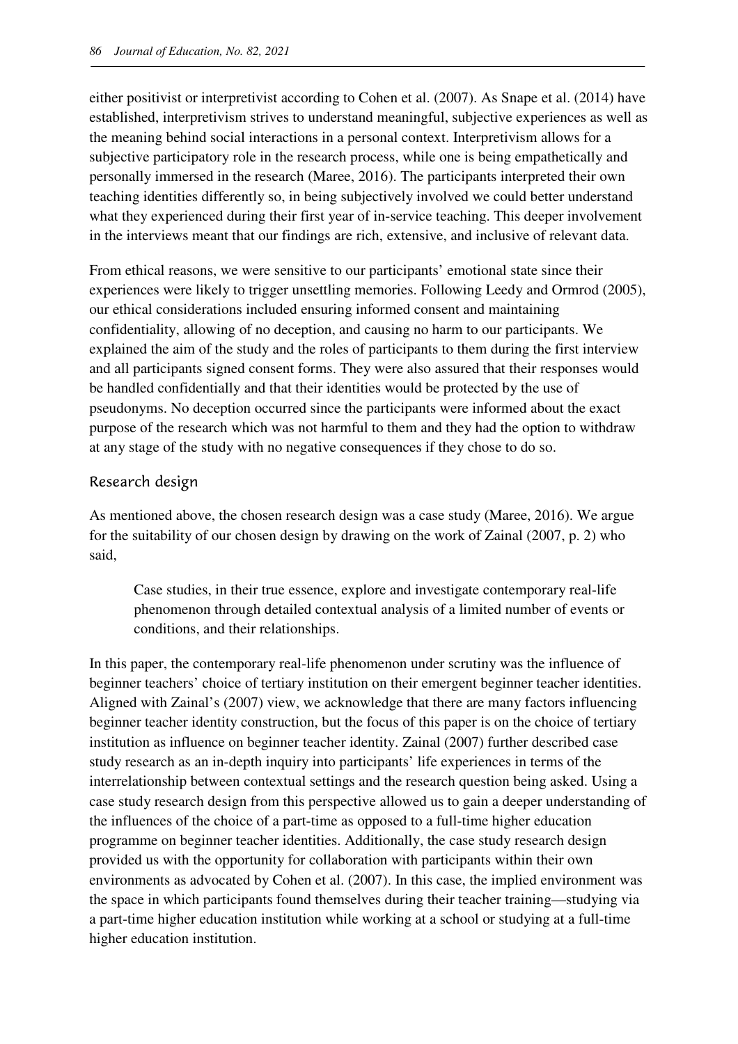either positivist or interpretivist according to Cohen et al. (2007). As Snape et al. (2014) have established, interpretivism strives to understand meaningful, subjective experiences as well as the meaning behind social interactions in a personal context. Interpretivism allows for a subjective participatory role in the research process, while one is being empathetically and personally immersed in the research (Maree, 2016). The participants interpreted their own teaching identities differently so, in being subjectively involved we could better understand what they experienced during their first year of in-service teaching. This deeper involvement in the interviews meant that our findings are rich, extensive, and inclusive of relevant data.

From ethical reasons, we were sensitive to our participants' emotional state since their experiences were likely to trigger unsettling memories. Following Leedy and Ormrod (2005), our ethical considerations included ensuring informed consent and maintaining confidentiality, allowing of no deception, and causing no harm to our participants. We explained the aim of the study and the roles of participants to them during the first interview and all participants signed consent forms. They were also assured that their responses would be handled confidentially and that their identities would be protected by the use of pseudonyms. No deception occurred since the participants were informed about the exact purpose of the research which was not harmful to them and they had the option to withdraw at any stage of the study with no negative consequences if they chose to do so.

## Research design

As mentioned above, the chosen research design was a case study (Maree, 2016). We argue for the suitability of our chosen design by drawing on the work of Zainal (2007, p. 2) who said,

> Case studies, in their true essence, explore and investigate contemporary real-life phenomenon through detailed contextual analysis of a limited number of events or conditions, and their relationships.

In this paper, the contemporary real-life phenomenon under scrutiny was the influence of beginner teachers' choice of tertiary institution on their emergent beginner teacher identities. Aligned with Zainal's (2007) view, we acknowledge that there are many factors influencing beginner teacher identity construction, but the focus of this paper is on the choice of tertiary institution as influence on beginner teacher identity. Zainal (2007) further described case study research as an in-depth inquiry into participants' life experiences in terms of the interrelationship between contextual settings and the research question being asked. Using a case study research design from this perspective allowed us to gain a deeper understanding of the influences of the choice of a part-time as opposed to a full-time higher education programme on beginner teacher identities. Additionally, the case study research design provided us with the opportunity for collaboration with participants within their own environments as advocated by Cohen et al. (2007). In this case, the implied environment was the space in which participants found themselves during their teacher training—studying via a part-time higher education institution while working at a school or studying at a full-time higher education institution.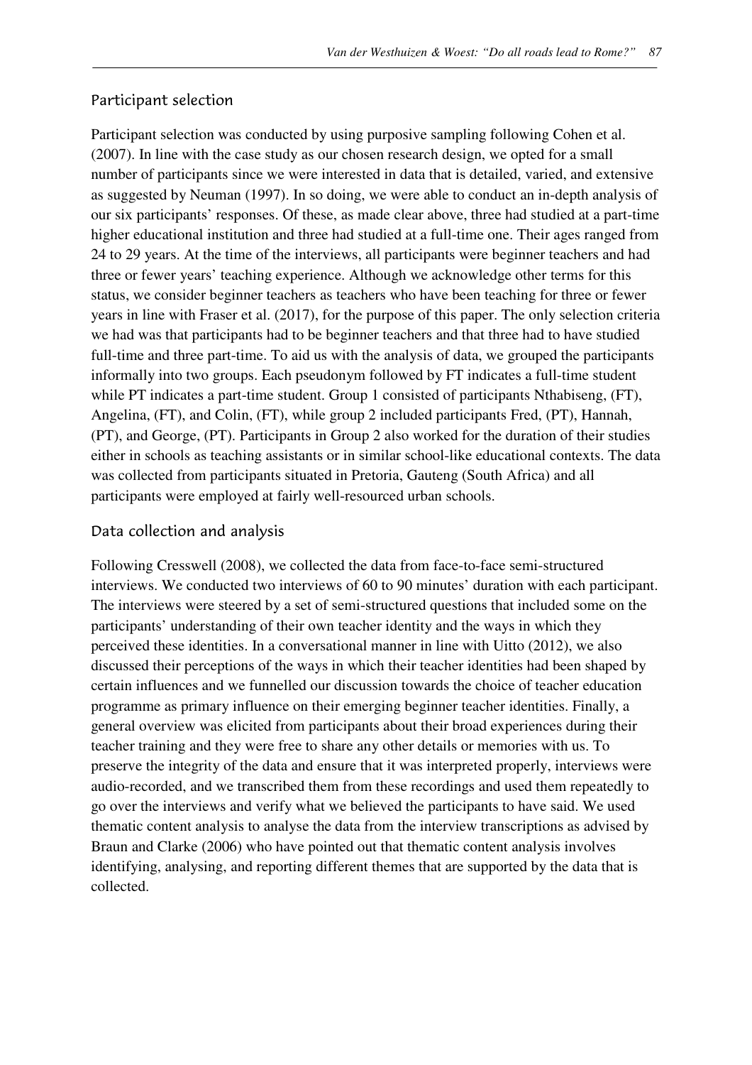## Participant selection

Participant selection was conducted by using purposive sampling following Cohen et al. (2007). In line with the case study as our chosen research design, we opted for a small number of participants since we were interested in data that is detailed, varied, and extensive as suggested by Neuman (1997). In so doing, we were able to conduct an in-depth analysis of our six participants' responses. Of these, as made clear above, three had studied at a part-time higher educational institution and three had studied at a full-time one. Their ages ranged from 24 to 29 years. At the time of the interviews, all participants were beginner teachers and had three or fewer years' teaching experience. Although we acknowledge other terms for this status, we consider beginner teachers as teachers who have been teaching for three or fewer years in line with Fraser et al. (2017), for the purpose of this paper. The only selection criteria we had was that participants had to be beginner teachers and that three had to have studied full-time and three part-time. To aid us with the analysis of data, we grouped the participants informally into two groups. Each pseudonym followed by FT indicates a full-time student while PT indicates a part-time student. Group 1 consisted of participants Nthabiseng, (FT), Angelina, (FT), and Colin, (FT), while group 2 included participants Fred, (PT), Hannah, (PT), and George, (PT). Participants in Group 2 also worked for the duration of their studies either in schools as teaching assistants or in similar school-like educational contexts. The data was collected from participants situated in Pretoria, Gauteng (South Africa) and all participants were employed at fairly well-resourced urban schools.

## Data collection and analysis

Following Cresswell (2008), we collected the data from face-to-face semi-structured interviews. We conducted two interviews of 60 to 90 minutes' duration with each participant. The interviews were steered by a set of semi-structured questions that included some on the participants' understanding of their own teacher identity and the ways in which they perceived these identities. In a conversational manner in line with Uitto (2012), we also discussed their perceptions of the ways in which their teacher identities had been shaped by certain influences and we funnelled our discussion towards the choice of teacher education programme as primary influence on their emerging beginner teacher identities. Finally, a general overview was elicited from participants about their broad experiences during their teacher training and they were free to share any other details or memories with us. To preserve the integrity of the data and ensure that it was interpreted properly, interviews were audio-recorded, and we transcribed them from these recordings and used them repeatedly to go over the interviews and verify what we believed the participants to have said. We used thematic content analysis to analyse the data from the interview transcriptions as advised by Braun and Clarke (2006) who have pointed out that thematic content analysis involves identifying, analysing, and reporting different themes that are supported by the data that is collected.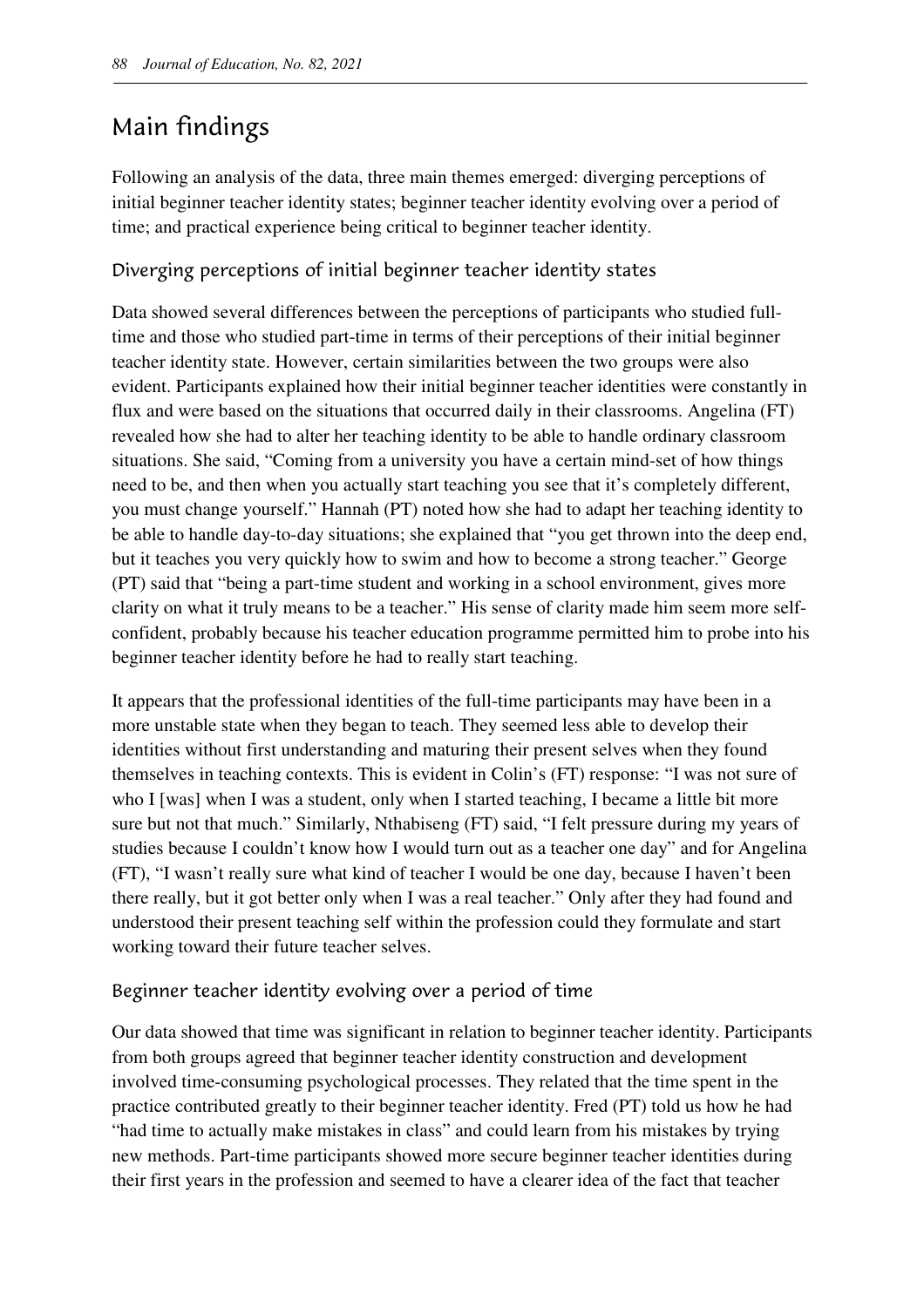## Main findings

Following an analysis of the data, three main themes emerged: diverging perceptions of initial beginner teacher identity states; beginner teacher identity evolving over a period of time; and practical experience being critical to beginner teacher identity.

### Diverging perceptions of initial beginner teacher identity states

Data showed several differences between the perceptions of participants who studied full-time and those who studied part-time in terms of their perceptions of their initial beginner teacher identity state. However, certain similarities between the two groups were also evident. Participants explained how their initial beginner teacher identities were constantly in flux and were based on the situations that occurred daily in their classrooms. Angelina (FT) revealed how she had to alter her teaching identity to be able to handle ordinary classroom situations. She said, "Coming from a university you have a certain mind-set of how things need to be, and then when you actually start teaching you see that it's completely different, you must change yourself." Hannah (PT) noted how she had to adapt her teaching identity to be able to handle day-to-day situations; she explained that "you get thrown into the deep end, but it teaches you very quickly how to swim and how to become a strong teacher." George (PT) said that "being a part-time student and working in a school environment, gives more clarity on what it truly means to be a teacher." His sense of clarity made him seem more self-confident, probably because his teacher education programme permitted him to probe into his beginner teacher identity before he had to really start teaching.

It appears that the professional identities of the full-time participants may have been in a more unstable state when they began to teach. They seemed less able to develop their identities without first understanding and maturing their present selves when they found themselves in teaching contexts. This is evident in Colin's (FT) response: "I was not sure of who I [was] when I was a student, only when I started teaching, I became a little bit more sure but not that much." Similarly, Nthabiseng (FT) said, "I felt pressure during my years of studies because I couldn't know how I would turn out as a teacher one day" and for Angelina (FT), "I wasn't really sure what kind of teacher I would be one day, because I haven't been there really, but it got better only when I was a real teacher." Only after they had found and understood their present teaching self within the profession could they formulate and start working toward their future teacher selves.

### Beginner teacher identity evolving over a period of time

Our data showed that time was significant in relation to beginner teacher identity. Participants from both groups agreed that beginner teacher identity construction and development involved time-consuming psychological processes. They related that the time spent in the practice contributed greatly to their beginner teacher identity. Fred (PT) told us how he had "had time to actually make mistakes in class" and could learn from his mistakes by trying new methods. Part-time participants showed more secure beginner teacher identities during their first years in the profession and seemed to have a clearer idea of the fact that teacher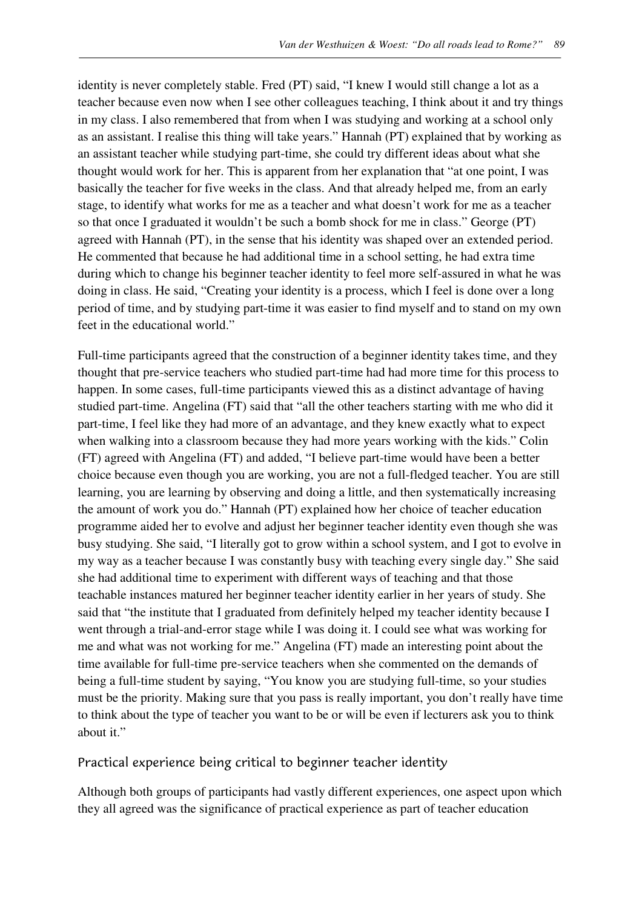identity is never completely stable. Fred (PT) said, "I knew I would still change a lot as a teacher because even now when I see other colleagues teaching, I think about it and try things in my class. I also remembered that from when I was studying and working at a school only as an assistant. I realise this thing will take years." Hannah (PT) explained that by working as an assistant teacher while studying part-time, she could try different ideas about what she thought would work for her. This is apparent from her explanation that "at one point, I was basically the teacher for five weeks in the class. And that already helped me, from an early stage, to identify what works for me as a teacher and what doesn't work for me as a teacher so that once I graduated it wouldn't be such a bomb shock for me in class." George (PT) agreed with Hannah (PT), in the sense that his identity was shaped over an extended period. He commented that because he had additional time in a school setting, he had extra time during which to change his beginner teacher identity to feel more self-assured in what he was doing in class. He said, "Creating your identity is a process, which I feel is done over a long period of time, and by studying part-time it was easier to find myself and to stand on my own feet in the educational world."

Full-time participants agreed that the construction of a beginner identity takes time, and they thought that pre-service teachers who studied part-time had had more time for this process to happen. In some cases, full-time participants viewed this as a distinct advantage of having studied part-time. Angelina (FT) said that "all the other teachers starting with me who did it part-time, I feel like they had more of an advantage, and they knew exactly what to expect when walking into a classroom because they had more years working with the kids." Colin (FT) agreed with Angelina (FT) and added, "I believe part-time would have been a better choice because even though you are working, you are not a full-fledged teacher. You are still learning, you are learning by observing and doing a little, and then systematically increasing the amount of work you do." Hannah (PT) explained how her choice of teacher education programme aided her to evolve and adjust her beginner teacher identity even though she was busy studying. She said, "I literally got to grow within a school system, and I got to evolve in my way as a teacher because I was constantly busy with teaching every single day." She said she had additional time to experiment with different ways of teaching and that those teachable instances matured her beginner teacher identity earlier in her years of study. She said that "the institute that I graduated from definitely helped my teacher identity because I went through a trial-and-error stage while I was doing it. I could see what was working for me and what was not working for me." Angelina (FT) made an interesting point about the time available for full-time pre-service teachers when she commented on the demands of being a full-time student by saying, "You know you are studying full-time, so your studies must be the priority. Making sure that you pass is really important, you don't really have time to think about the type of teacher you want to be or will be even if lecturers ask you to think about it."

### Practical experience being critical to beginner teacher identity

Although both groups of participants had vastly different experiences, one aspect upon which they all agreed was the significance of practical experience as part of teacher education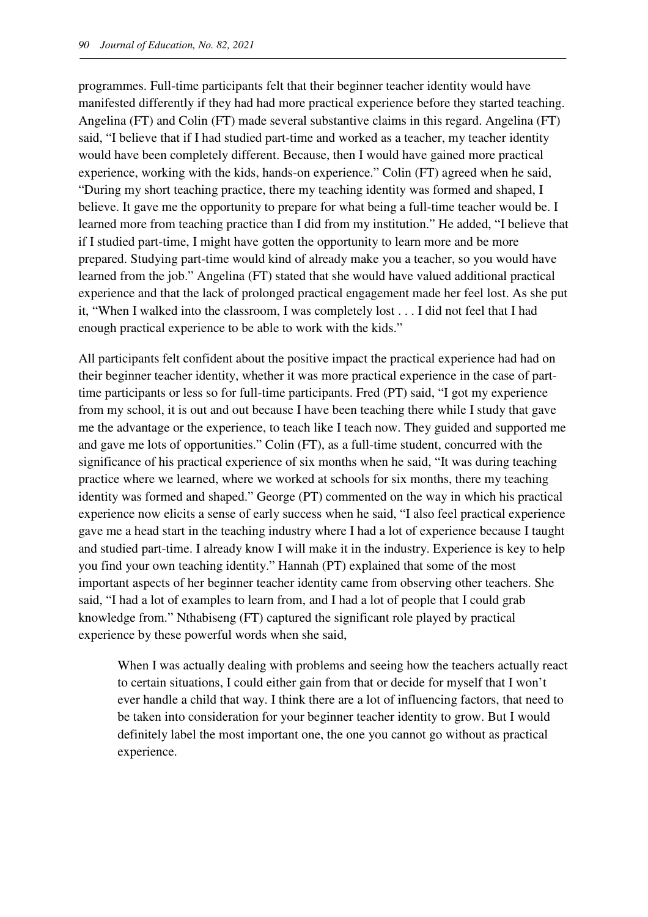programmes. Full-time participants felt that their beginner teacher identity would have manifested differently if they had had more practical experience before they started teaching. Angelina (FT) and Colin (FT) made several substantive claims in this regard. Angelina (FT) said, "I believe that if I had studied part-time and worked as a teacher, my teacher identity would have been completely different. Because, then I would have gained more practical experience, working with the kids, hands-on experience." Colin (FT) agreed when he said, "During my short teaching practice, there my teaching identity was formed and shaped, I believe. It gave me the opportunity to prepare for what being a full-time teacher would be. I learned more from teaching practice than I did from my institution." He added, "I believe that if I studied part-time, I might have gotten the opportunity to learn more and be more prepared. Studying part-time would kind of already make you a teacher, so you would have learned from the job." Angelina (FT) stated that she would have valued additional practical experience and that the lack of prolonged practical engagement made her feel lost. As she put it, "When I walked into the classroom, I was completely lost . . . I did not feel that I had enough practical experience to be able to work with the kids."

All participants felt confident about the positive impact the practical experience had had on their beginner teacher identity, whether it was more practical experience in the case of part-time participants or less so for full-time participants. Fred (PT) said, "I got my experience from my school, it is out and out because I have been teaching there while I study that gave me the advantage or the experience, to teach like I teach now. They guided and supported me and gave me lots of opportunities." Colin (FT), as a full-time student, concurred with the significance of his practical experience of six months when he said, "It was during teaching practice where we learned, where we worked at schools for six months, there my teaching identity was formed and shaped." George (PT) commented on the way in which his practical experience now elicits a sense of early success when he said, "I also feel practical experience gave me a head start in the teaching industry where I had a lot of experience because I taught and studied part-time. I already know I will make it in the industry. Experience is key to help you find your own teaching identity." Hannah (PT) explained that some of the most important aspects of her beginner teacher identity came from observing other teachers. She said, "I had a lot of examples to learn from, and I had a lot of people that I could grab knowledge from." Nthabiseng (FT) captured the significant role played by practical experience by these powerful words when she said,

> When I was actually dealing with problems and seeing how the teachers actually react to certain situations, I could either gain from that or decide for myself that I won't ever handle a child that way. I think there are a lot of influencing factors, that need to be taken into consideration for your beginner teacher identity to grow. But I would definitely label the most important one, the one you cannot go without as practical experience.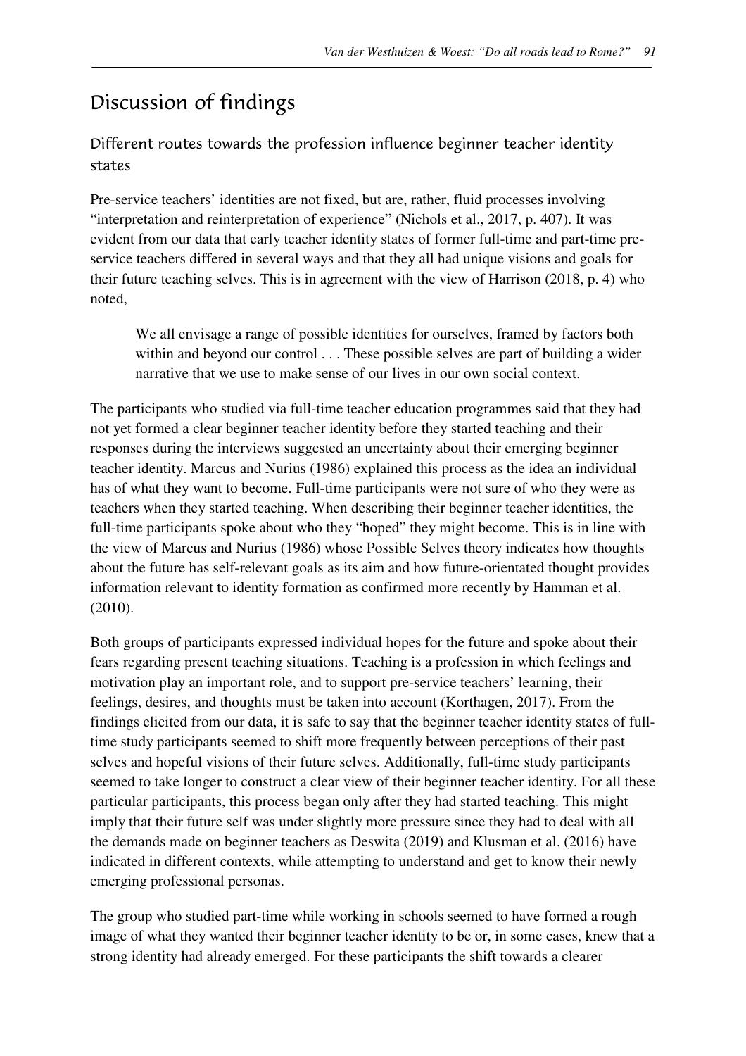## Discussion of findings

### Different routes towards the profession influence beginner teacher identity states

Pre-service teachers' identities are not fixed, but are, rather, fluid processes involving "interpretation and reinterpretation of experience" (Nichols et al., 2017, p. 407). It was evident from our data that early teacher identity states of former full-time and part-time pre-service teachers differed in several ways and that they all had unique visions and goals for their future teaching selves. This is in agreement with the view of Harrison (2018, p. 4) who noted,

> We all envisage a range of possible identities for ourselves, framed by factors both within and beyond our control . . . These possible selves are part of building a wider narrative that we use to make sense of our lives in our own social context.

The participants who studied via full-time teacher education programmes said that they had not yet formed a clear beginner teacher identity before they started teaching and their responses during the interviews suggested an uncertainty about their emerging beginner teacher identity. Marcus and Nurius (1986) explained this process as the idea an individual has of what they want to become. Full-time participants were not sure of who they were as teachers when they started teaching. When describing their beginner teacher identities, the full-time participants spoke about who they "hoped" they might become. This is in line with the view of Marcus and Nurius (1986) whose Possible Selves theory indicates how thoughts about the future has self-relevant goals as its aim and how future-orientated thought provides information relevant to identity formation as confirmed more recently by Hamman et al. (2010).

Both groups of participants expressed individual hopes for the future and spoke about their fears regarding present teaching situations. Teaching is a profession in which feelings and motivation play an important role, and to support pre-service teachers' learning, their feelings, desires, and thoughts must be taken into account (Korthagen, 2017). From the findings elicited from our data, it is safe to say that the beginner teacher identity states of full-time study participants seemed to shift more frequently between perceptions of their past selves and hopeful visions of their future selves. Additionally, full-time study participants seemed to take longer to construct a clear view of their beginner teacher identity. For all these particular participants, this process began only after they had started teaching. This might imply that their future self was under slightly more pressure since they had to deal with all the demands made on beginner teachers as Deswita (2019) and Klusman et al. (2016) have indicated in different contexts, while attempting to understand and get to know their newly emerging professional personas.

The group who studied part-time while working in schools seemed to have formed a rough image of what they wanted their beginner teacher identity to be or, in some cases, knew that a strong identity had already emerged. For these participants the shift towards a clearer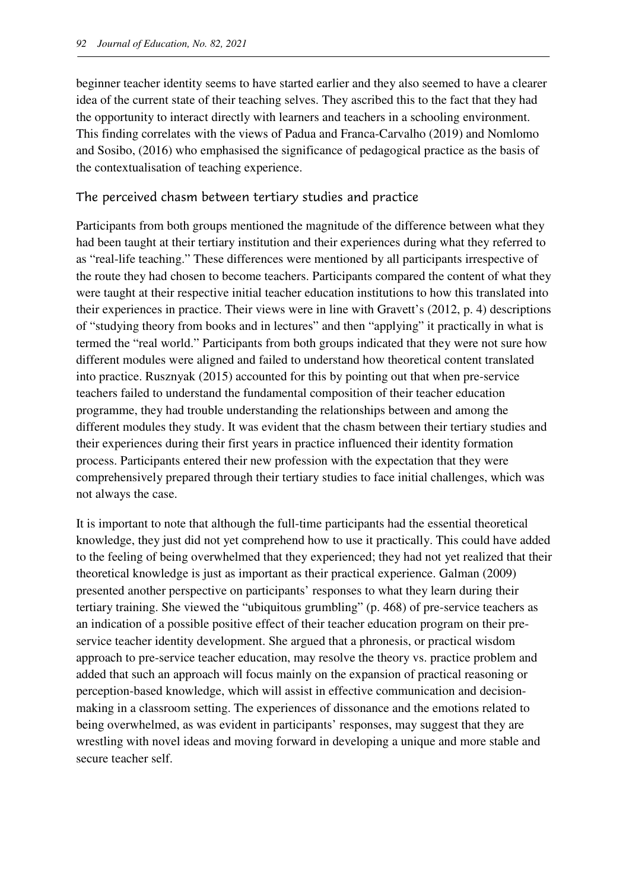beginner teacher identity seems to have started earlier and they also seemed to have a clearer idea of the current state of their teaching selves. They ascribed this to the fact that they had the opportunity to interact directly with learners and teachers in a schooling environment. This finding correlates with the views of Padua and Franca-Carvalho (2019) and Nomlomo and Sosibo, (2016) who emphasised the significance of pedagogical practice as the basis of the contextualisation of teaching experience.

### The perceived chasm between tertiary studies and practice

Participants from both groups mentioned the magnitude of the difference between what they had been taught at their tertiary institution and their experiences during what they referred to as "real-life teaching." These differences were mentioned by all participants irrespective of the route they had chosen to become teachers. Participants compared the content of what they were taught at their respective initial teacher education institutions to how this translated into their experiences in practice. Their views were in line with Gravett's (2012, p. 4) descriptions of "studying theory from books and in lectures" and then "applying" it practically in what is termed the "real world." Participants from both groups indicated that they were not sure how different modules were aligned and failed to understand how theoretical content translated into practice. Rusznyak (2015) accounted for this by pointing out that when pre-service teachers failed to understand the fundamental composition of their teacher education programme, they had trouble understanding the relationships between and among the different modules they study. It was evident that the chasm between their tertiary studies and their experiences during their first years in practice influenced their identity formation process. Participants entered their new profession with the expectation that they were comprehensively prepared through their tertiary studies to face initial challenges, which was not always the case.

It is important to note that although the full-time participants had the essential theoretical knowledge, they just did not yet comprehend how to use it practically. This could have added to the feeling of being overwhelmed that they experienced; they had not yet realized that their theoretical knowledge is just as important as their practical experience. Galman (2009) presented another perspective on participants' responses to what they learn during their tertiary training. She viewed the "ubiquitous grumbling" (p. 468) of pre-service teachers as an indication of a possible positive effect of their teacher education program on their pre-service teacher identity development. She argued that a phronesis, or practical wisdom approach to pre-service teacher education, may resolve the theory vs. practice problem and added that such an approach will focus mainly on the expansion of practical reasoning or perception-based knowledge, which will assist in effective communication and decision-making in a classroom setting. The experiences of dissonance and the emotions related to being overwhelmed, as was evident in participants' responses, may suggest that they are wrestling with novel ideas and moving forward in developing a unique and more stable and secure teacher self.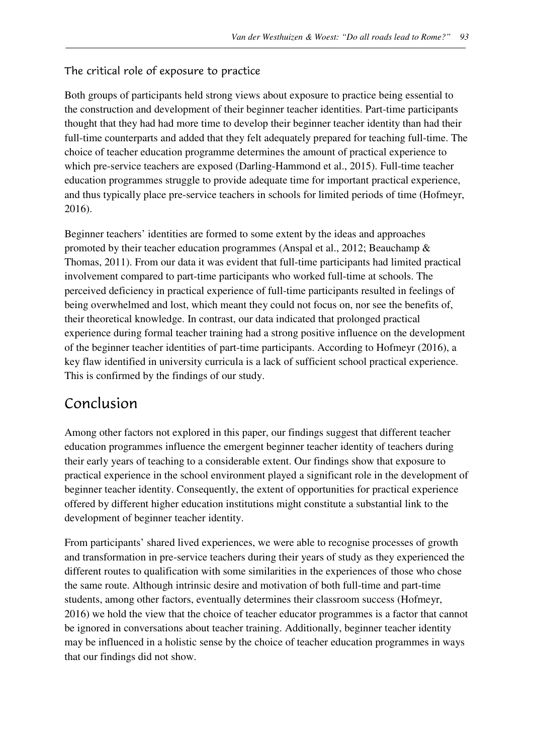### The critical role of exposure to practice

Both groups of participants held strong views about exposure to practice being essential to the construction and development of their beginner teacher identities. Part-time participants thought that they had had more time to develop their beginner teacher identity than had their full-time counterparts and added that they felt adequately prepared for teaching full-time. The choice of teacher education programme determines the amount of practical experience to which pre-service teachers are exposed (Darling-Hammond et al., 2015). Full-time teacher education programmes struggle to provide adequate time for important practical experience, and thus typically place pre-service teachers in schools for limited periods of time (Hofmeyr, 2016).

Beginner teachers' identities are formed to some extent by the ideas and approaches promoted by their teacher education programmes (Anspal et al., 2012; Beauchamp & Thomas, 2011). From our data it was evident that full-time participants had limited practical involvement compared to part-time participants who worked full-time at schools. The perceived deficiency in practical experience of full-time participants resulted in feelings of being overwhelmed and lost, which meant they could not focus on, nor see the benefits of, their theoretical knowledge. In contrast, our data indicated that prolonged practical experience during formal teacher training had a strong positive influence on the development of the beginner teacher identities of part-time participants. According to Hofmeyr (2016), a key flaw identified in university curricula is a lack of sufficient school practical experience. This is confirmed by the findings of our study.

## Conclusion

Among other factors not explored in this paper, our findings suggest that different teacher education programmes influence the emergent beginner teacher identity of teachers during their early years of teaching to a considerable extent. Our findings show that exposure to practical experience in the school environment played a significant role in the development of beginner teacher identity. Consequently, the extent of opportunities for practical experience offered by different higher education institutions might constitute a substantial link to the development of beginner teacher identity.

From participants' shared lived experiences, we were able to recognise processes of growth and transformation in pre-service teachers during their years of study as they experienced the different routes to qualification with some similarities in the experiences of those who chose the same route. Although intrinsic desire and motivation of both full-time and part-time students, among other factors, eventually determines their classroom success (Hofmeyr, 2016) we hold the view that the choice of teacher educator programmes is a factor that cannot be ignored in conversations about teacher training. Additionally, beginner teacher identity may be influenced in a holistic sense by the choice of teacher education programmes in ways that our findings did not show.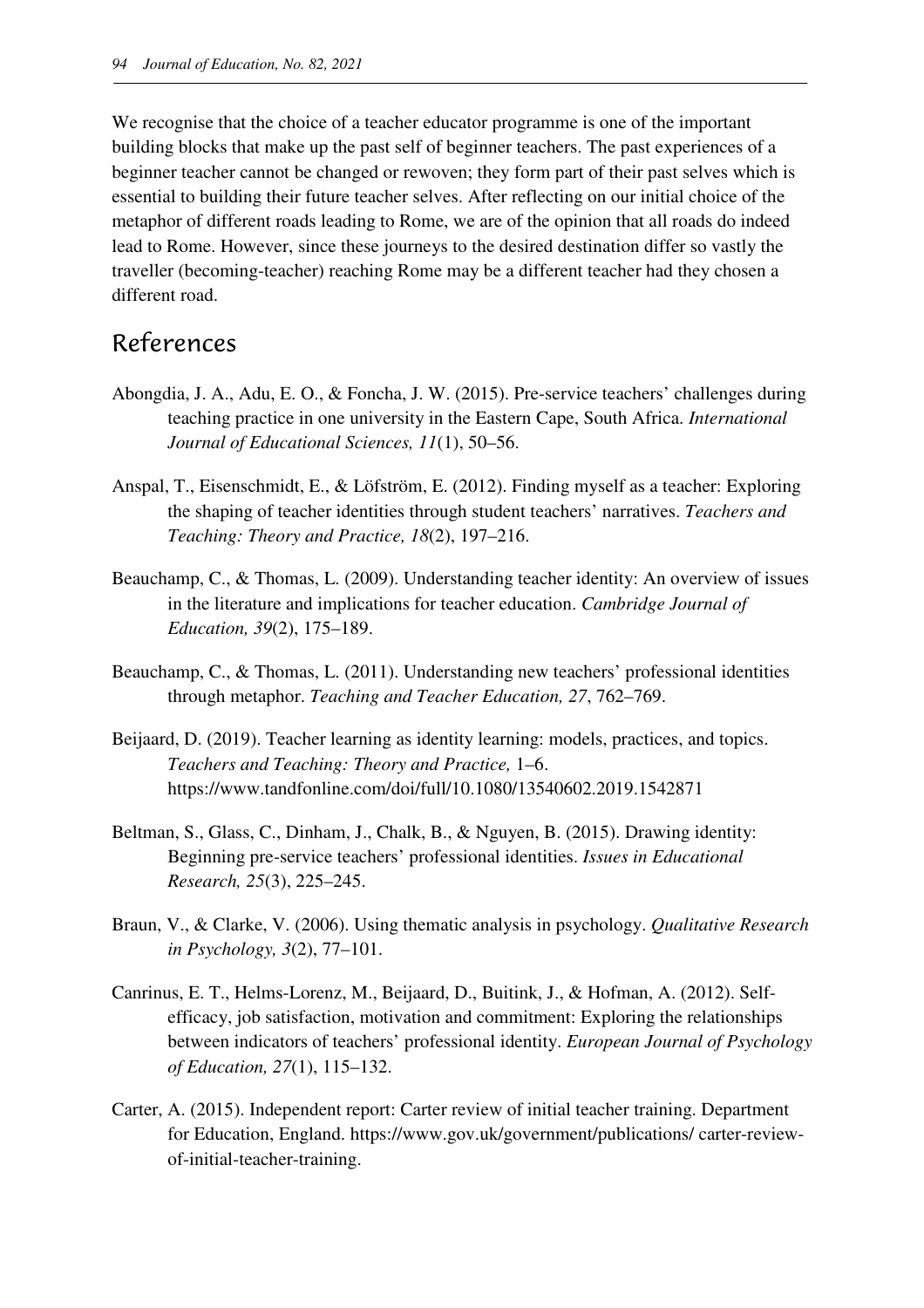We recognise that the choice of a teacher educator programme is one of the important building blocks that make up the past self of beginner teachers. The past experiences of a beginner teacher cannot be changed or rewoven; they form part of their past selves which is essential to building their future teacher selves. After reflecting on our initial choice of the metaphor of different roads leading to Rome, we are of the opinion that all roads do indeed lead to Rome. However, since these journeys to the desired destination differ so vastly the traveller (becoming-teacher) reaching Rome may be a different teacher had they chosen a different road.

## References

Abongdia, J. A., Adu, E. O., & Foncha, J. W. (2015). Pre-service teachers' challenges during teaching practice in one university in the Eastern Cape, South Africa. *International Journal of Educational Sciences, 11*(1), 50–56.

Anspal, T., Eisenschmidt, E., & Löfström, E. (2012). Finding myself as a teacher: Exploring the shaping of teacher identities through student teachers' narratives. *Teachers and Teaching: Theory and Practice, 18*(2), 197–216.

Beauchamp, C., & Thomas, L. (2009). Understanding teacher identity: An overview of issues in the literature and implications for teacher education. *Cambridge Journal of Education, 39*(2), 175–189.

Beauchamp, C., & Thomas, L. (2011). Understanding new teachers' professional identities through metaphor. *Teaching and Teacher Education, 27*, 762–769.

Beijaard, D. (2019). Teacher learning as identity learning: models, practices, and topics. *Teachers and Teaching: Theory and Practice,* 1–6. https://www.tandfonline.com/doi/full/10.1080/13540602.2019.1542871

Beltman, S., Glass, C., Dinham, J., Chalk, B., & Nguyen, B. (2015). Drawing identity: Beginning pre-service teachers' professional identities. *Issues in Educational Research, 25*(3), 225–245.

Braun, V., & Clarke, V. (2006). Using thematic analysis in psychology. *Qualitative Research in Psychology, 3*(2), 77–101.

Canrinus, E. T., Helms-Lorenz, M., Beijaard, D., Buitink, J., & Hofman, A. (2012). Self-efficacy, job satisfaction, motivation and commitment: Exploring the relationships between indicators of teachers' professional identity. *European Journal of Psychology of Education, 27*(1), 115–132.

Carter, A. (2015). Independent report: Carter review of initial teacher training. Department for Education, England. https://www.gov.uk/government/publications/ carter-review-of-initial-teacher-training.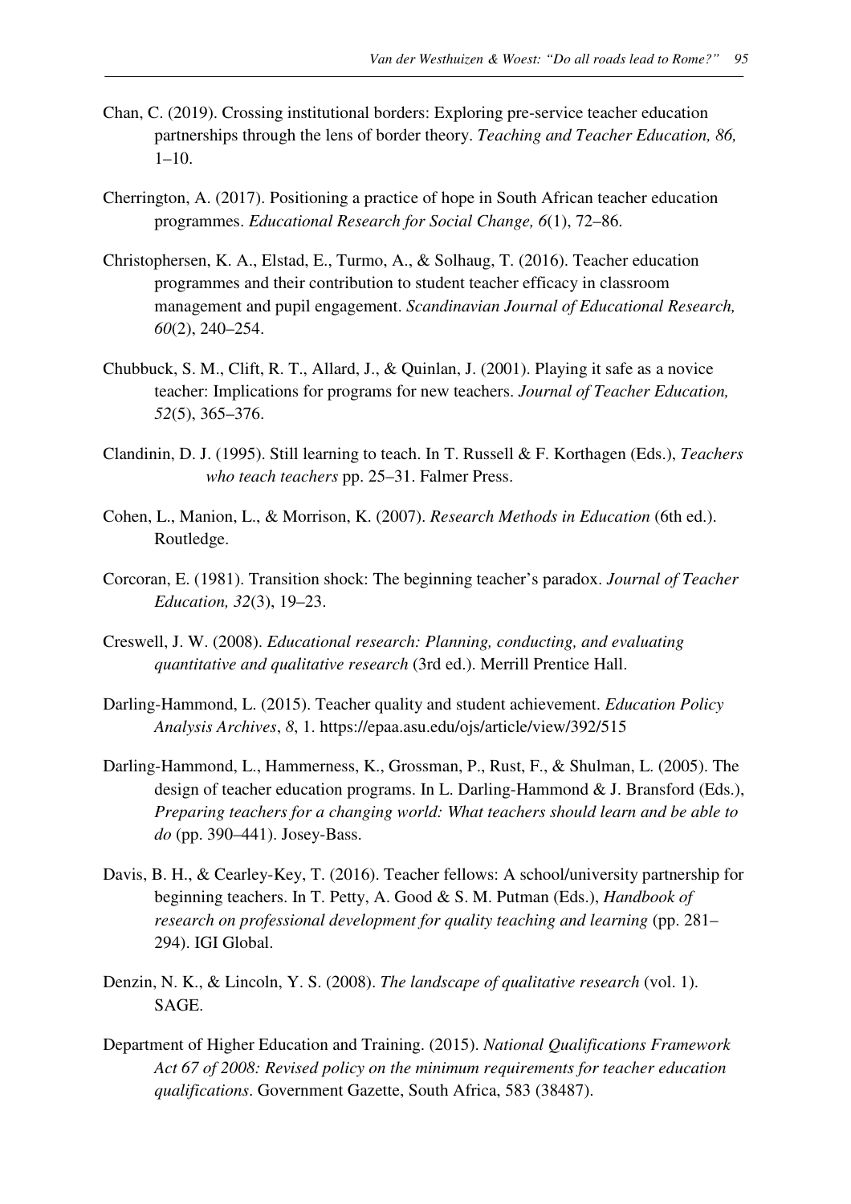Chan, C. (2019). Crossing institutional borders: Exploring pre-service teacher education partnerships through the lens of border theory. *Teaching and Teacher Education, 86,* 1–10.

Cherrington, A. (2017). Positioning a practice of hope in South African teacher education programmes. *Educational Research for Social Change, 6*(1), 72–86.

Christophersen, K. A., Elstad, E., Turmo, A., & Solhaug, T. (2016). Teacher education programmes and their contribution to student teacher efficacy in classroom management and pupil engagement. *Scandinavian Journal of Educational Research, 60*(2), 240–254.

Chubbuck, S. M., Clift, R. T., Allard, J., & Quinlan, J. (2001). Playing it safe as a novice teacher: Implications for programs for new teachers. *Journal of Teacher Education, 52*(5), 365–376.

Clandinin, D. J. (1995). Still learning to teach. In T. Russell & F. Korthagen (Eds.), *Teachers who teach teachers* pp. 25–31. Falmer Press.

Cohen, L., Manion, L., & Morrison, K. (2007). *Research Methods in Education* (6th ed.). Routledge.

Corcoran, E. (1981). Transition shock: The beginning teacher's paradox. *Journal of Teacher Education, 32*(3), 19–23.

Creswell, J. W. (2008). *Educational research: Planning, conducting, and evaluating quantitative and qualitative research* (3rd ed.). Merrill Prentice Hall.

Darling-Hammond, L. (2015). Teacher quality and student achievement. *Education Policy Analysis Archives*, *8*, 1. https://epaa.asu.edu/ojs/article/view/392/515

Darling-Hammond, L., Hammerness, K., Grossman, P., Rust, F., & Shulman, L. (2005). The design of teacher education programs. In L. Darling-Hammond & J. Bransford (Eds.), *Preparing teachers for a changing world: What teachers should learn and be able to do* (pp. 390–441). Josey-Bass.

Davis, B. H., & Cearley-Key, T. (2016). Teacher fellows: A school/university partnership for beginning teachers. In T. Petty, A. Good & S. M. Putman (Eds.), *Handbook of research on professional development for quality teaching and learning* (pp. 281–294). IGI Global.

Denzin, N. K., & Lincoln, Y. S. (2008). *The landscape of qualitative research* (vol. 1). SAGE.

Department of Higher Education and Training. (2015). *National Qualifications Framework Act 67 of 2008: Revised policy on the minimum requirements for teacher education qualifications*. Government Gazette, South Africa, 583 (38487).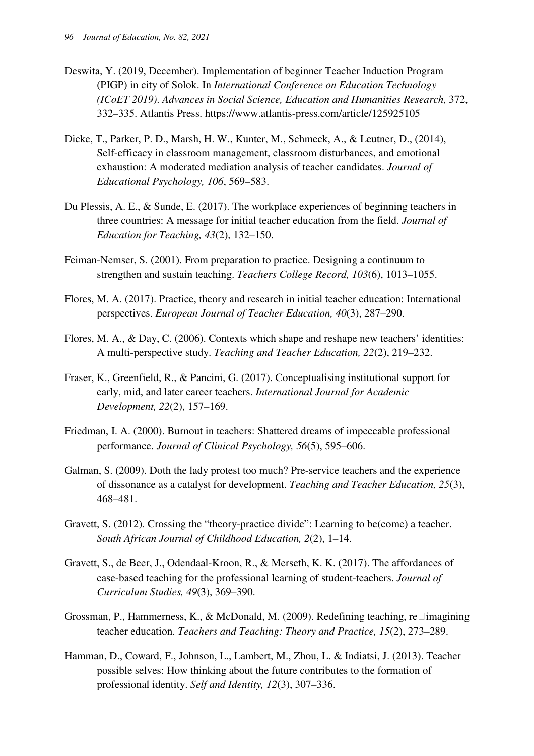Deswita, Y. (2019, December). Implementation of beginner Teacher Induction Program (PIGP) in city of Solok. In *International Conference on Education Technology (ICoET 2019). Advances in Social Science, Education and Humanities Research,* 372, 332–335. Atlantis Press. https://www.atlantis-press.com/article/125925105

Dicke, T., Parker, P. D., Marsh, H. W., Kunter, M., Schmeck, A., & Leutner, D., (2014), Self-efficacy in classroom management, classroom disturbances, and emotional exhaustion: A moderated mediation analysis of teacher candidates. *Journal of Educational Psychology, 106*, 569–583.

Du Plessis, A. E., & Sunde, E. (2017). The workplace experiences of beginning teachers in three countries: A message for initial teacher education from the field. *Journal of Education for Teaching, 43*(2), 132–150.

Feiman-Nemser, S. (2001). From preparation to practice. Designing a continuum to strengthen and sustain teaching. *Teachers College Record, 103*(6), 1013–1055.

Flores, M. A. (2017). Practice, theory and research in initial teacher education: International perspectives. *European Journal of Teacher Education, 40*(3), 287–290.

Flores, M. A., & Day, C. (2006). Contexts which shape and reshape new teachers' identities: A multi-perspective study. *Teaching and Teacher Education, 22*(2), 219–232.

Fraser, K., Greenfield, R., & Pancini, G. (2017). Conceptualising institutional support for early, mid, and later career teachers. *International Journal for Academic Development, 22*(2), 157–169.

Friedman, I. A. (2000). Burnout in teachers: Shattered dreams of impeccable professional performance. *Journal of Clinical Psychology, 56*(5), 595–606.

Galman, S. (2009). Doth the lady protest too much? Pre-service teachers and the experience of dissonance as a catalyst for development. *Teaching and Teacher Education, 25*(3), 468–481.

Gravett, S. (2012). Crossing the "theory-practice divide": Learning to be(come) a teacher. *South African Journal of Childhood Education, 2*(2), 1–14.

Gravett, S., de Beer, J., Odendaal-Kroon, R., & Merseth, K. K. (2017). The affordances of case-based teaching for the professional learning of student-teachers. *Journal of Curriculum Studies, 49*(3), 369–390.

Grossman, P., Hammerness, K., & McDonald, M. (2009). Redefining teaching, re□imagining teacher education. *Teachers and Teaching: Theory and Practice, 15*(2), 273–289.

Hamman, D., Coward, F., Johnson, L., Lambert, M., Zhou, L. & Indiatsi, J. (2013). Teacher possible selves: How thinking about the future contributes to the formation of professional identity. *Self and Identity, 12*(3), 307–336.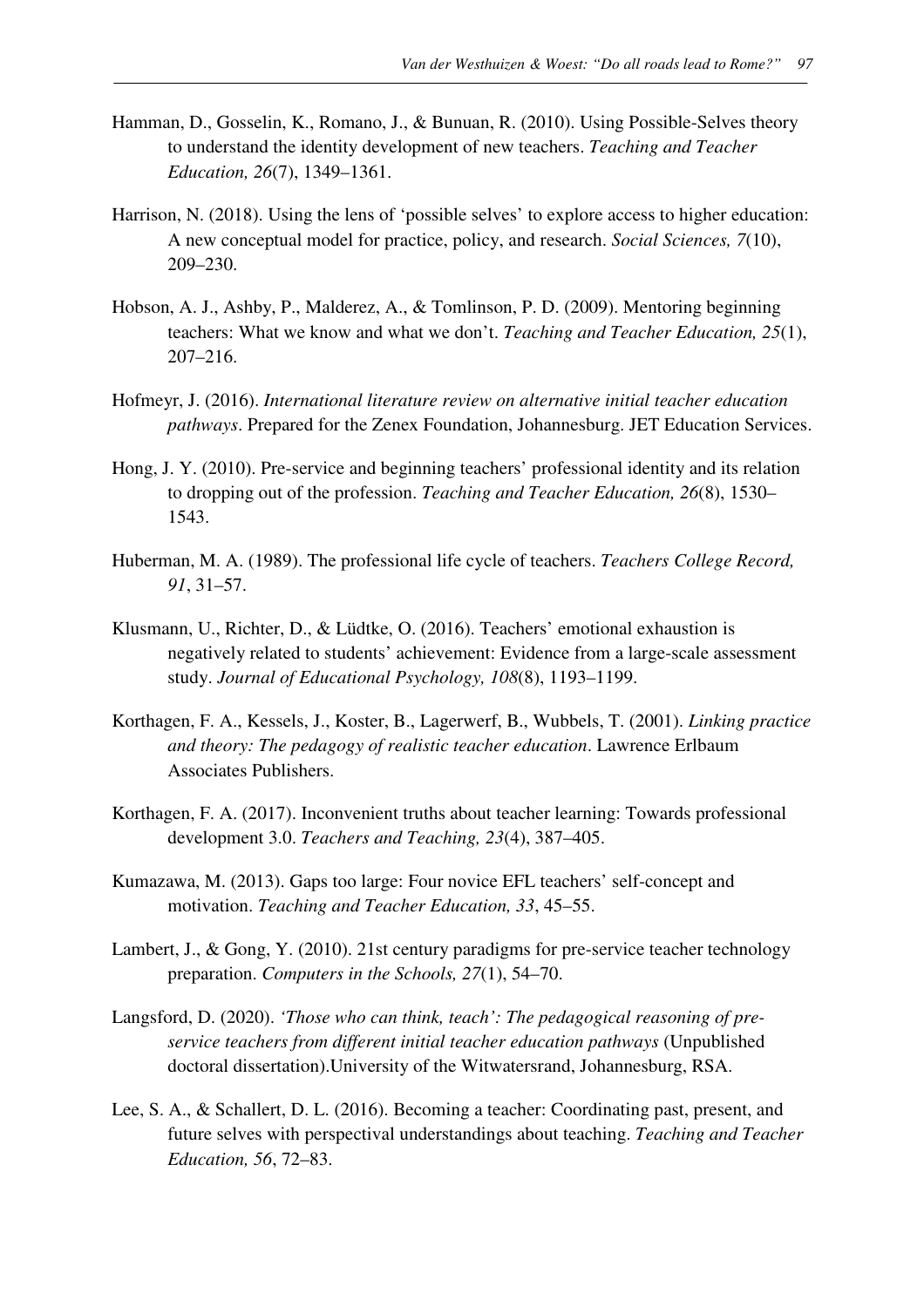Hamman, D., Gosselin, K., Romano, J., & Bunuan, R. (2010). Using Possible-Selves theory to understand the identity development of new teachers. *Teaching and Teacher Education, 26*(7), 1349–1361.

Harrison, N. (2018). Using the lens of 'possible selves' to explore access to higher education: A new conceptual model for practice, policy, and research. *Social Sciences, 7*(10), 209–230.

Hobson, A. J., Ashby, P., Malderez, A., & Tomlinson, P. D. (2009). Mentoring beginning teachers: What we know and what we don't. *Teaching and Teacher Education, 25*(1), 207–216.

Hofmeyr, J. (2016). *International literature review on alternative initial teacher education pathways*. Prepared for the Zenex Foundation, Johannesburg. JET Education Services.

Hong, J. Y. (2010). Pre-service and beginning teachers' professional identity and its relation to dropping out of the profession. *Teaching and Teacher Education, 26*(8), 1530–1543.

Huberman, M. A. (1989). The professional life cycle of teachers. *Teachers College Record, 91*, 31–57.

Klusmann, U., Richter, D., & Lüdtke, O. (2016). Teachers' emotional exhaustion is negatively related to students' achievement: Evidence from a large-scale assessment study. *Journal of Educational Psychology, 108*(8), 1193–1199.

Korthagen, F. A., Kessels, J., Koster, B., Lagerwerf, B., Wubbels, T. (2001). *Linking practice and theory: The pedagogy of realistic teacher education*. Lawrence Erlbaum Associates Publishers.

Korthagen, F. A. (2017). Inconvenient truths about teacher learning: Towards professional development 3.0. *Teachers and Teaching, 23*(4), 387–405.

Kumazawa, M. (2013). Gaps too large: Four novice EFL teachers' self-concept and motivation. *Teaching and Teacher Education, 33*, 45–55.

Lambert, J., & Gong, Y. (2010). 21st century paradigms for pre-service teacher technology preparation. *Computers in the Schools, 27*(1), 54–70.

Langsford, D. (2020). *'Those who can think, teach': The pedagogical reasoning of pre-service teachers from different initial teacher education pathways* (Unpublished doctoral dissertation).University of the Witwatersrand, Johannesburg, RSA.

Lee, S. A., & Schallert, D. L. (2016). Becoming a teacher: Coordinating past, present, and future selves with perspectival understandings about teaching. *Teaching and Teacher Education, 56*, 72–83.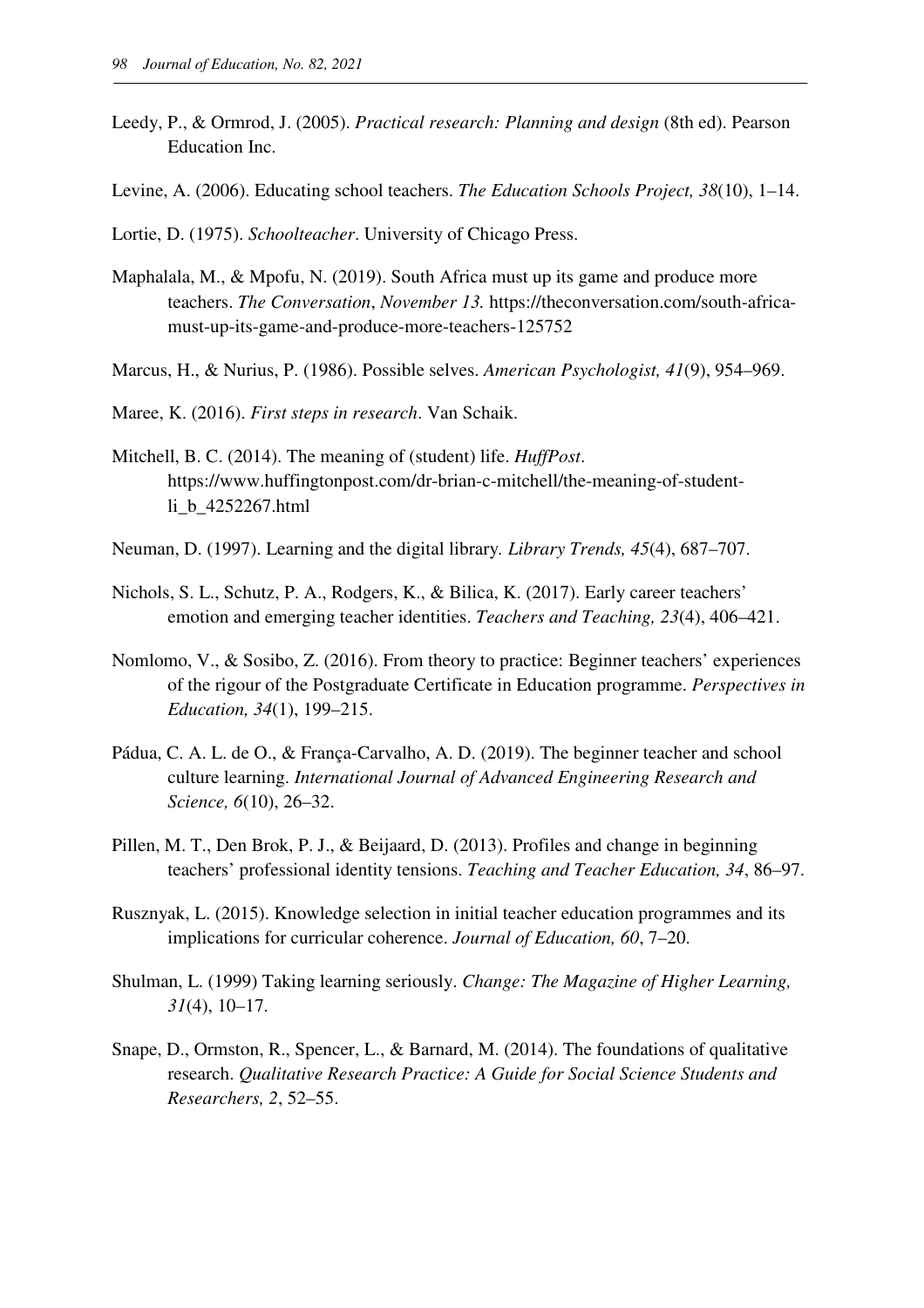Leedy, P., & Ormrod, J. (2005). *Practical research: Planning and design* (8th ed). Pearson Education Inc.

Levine, A. (2006). Educating school teachers. *The Education Schools Project, 38*(10), 1–14.

Lortie, D. (1975). *Schoolteacher*. University of Chicago Press.

Maphalala, M., & Mpofu, N. (2019). South Africa must up its game and produce more teachers. *The Conversation*, *November 13.* https://theconversation.com/south-africa-must-up-its-game-and-produce-more-teachers-125752

Marcus, H., & Nurius, P. (1986). Possible selves. *American Psychologist, 41*(9), 954–969.

Maree, K. (2016). *First steps in research*. Van Schaik.

Mitchell, B. C. (2014). The meaning of (student) life. *HuffPost*. https://www.huffingtonpost.com/dr-brian-c-mitchell/the-meaning-of-student-li_b_4252267.html

Neuman, D. (1997). Learning and the digital library. *Library Trends, 45*(4), 687–707.

Nichols, S. L., Schutz, P. A., Rodgers, K., & Bilica, K. (2017). Early career teachers' emotion and emerging teacher identities. *Teachers and Teaching, 23*(4), 406–421.

Nomlomo, V., & Sosibo, Z. (2016). From theory to practice: Beginner teachers' experiences of the rigour of the Postgraduate Certificate in Education programme. *Perspectives in Education, 34*(1), 199–215.

Pádua, C. A. L. de O., & França-Carvalho, A. D. (2019). The beginner teacher and school culture learning. *International Journal of Advanced Engineering Research and Science, 6*(10), 26–32.

Pillen, M. T., Den Brok, P. J., & Beijaard, D. (2013). Profiles and change in beginning teachers' professional identity tensions. *Teaching and Teacher Education, 34*, 86–97.

Rusznyak, L. (2015). Knowledge selection in initial teacher education programmes and its implications for curricular coherence. *Journal of Education, 60*, 7–20.

Shulman, L. (1999) Taking learning seriously. *Change: The Magazine of Higher Learning, 31*(4), 10–17.

Snape, D., Ormston, R., Spencer, L., & Barnard, M. (2014). The foundations of qualitative research. *Qualitative Research Practice: A Guide for Social Science Students and Researchers, 2*, 52–55.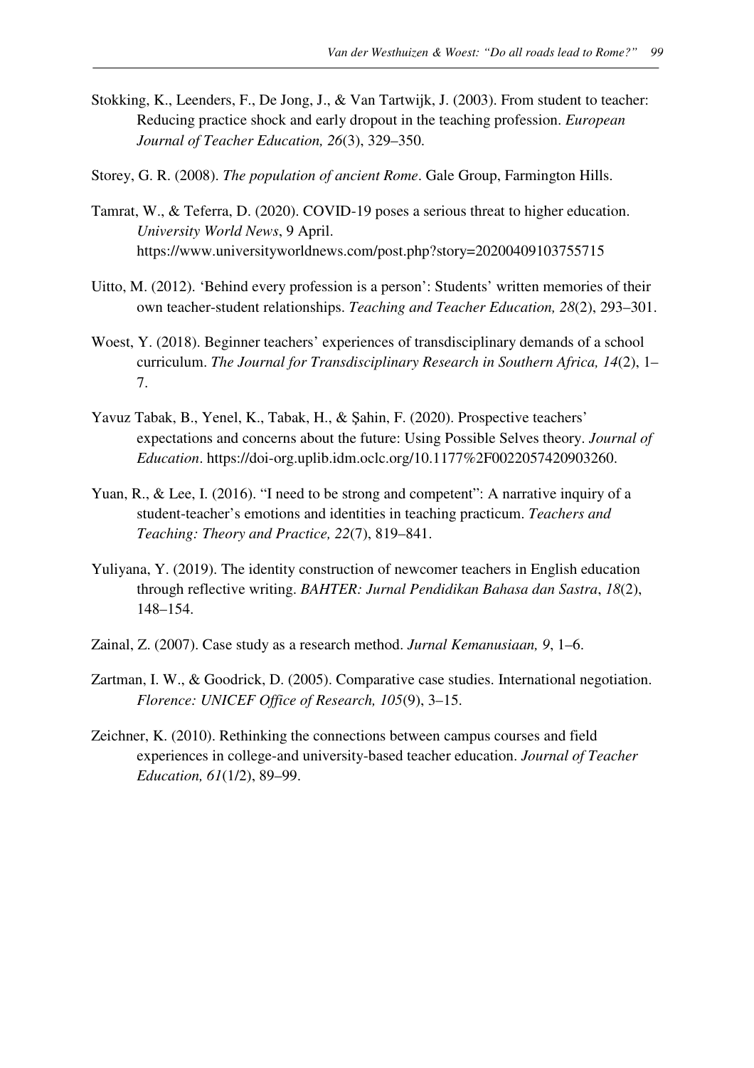Stokking, K., Leenders, F., De Jong, J., & Van Tartwijk, J. (2003). From student to teacher: Reducing practice shock and early dropout in the teaching profession. *European Journal of Teacher Education, 26*(3), 329–350.

Storey, G. R. (2008). *The population of ancient Rome*. Gale Group, Farmington Hills.

Tamrat, W., & Teferra, D. (2020). COVID-19 poses a serious threat to higher education. *University World News*, 9 April. https://www.universityworldnews.com/post.php?story=20200409103755715

Uitto, M. (2012). 'Behind every profession is a person': Students' written memories of their own teacher-student relationships. *Teaching and Teacher Education, 28*(2), 293–301.

Woest, Y. (2018). Beginner teachers' experiences of transdisciplinary demands of a school curriculum. *The Journal for Transdisciplinary Research in Southern Africa, 14*(2), 1–7.

Yavuz Tabak, B., Yenel, K., Tabak, H., & Şahin, F. (2020). Prospective teachers' expectations and concerns about the future: Using Possible Selves theory. *Journal of Education*. https://doi-org.uplib.idm.oclc.org/10.1177%2F0022057420903260.

Yuan, R., & Lee, I. (2016). "I need to be strong and competent": A narrative inquiry of a student-teacher's emotions and identities in teaching practicum. *Teachers and Teaching: Theory and Practice, 22*(7), 819–841.

Yuliyana, Y. (2019). The identity construction of newcomer teachers in English education through reflective writing. *BAHTER: Jurnal Pendidikan Bahasa dan Sastra*, *18*(2), 148–154.

Zainal, Z. (2007). Case study as a research method. *Jurnal Kemanusiaan, 9*, 1–6.

Zartman, I. W., & Goodrick, D. (2005). Comparative case studies. International negotiation. *Florence: UNICEF Office of Research, 105*(9), 3–15.

Zeichner, K. (2010). Rethinking the connections between campus courses and field experiences in college-and university-based teacher education. *Journal of Teacher Education, 61*(1/2), 89–99.